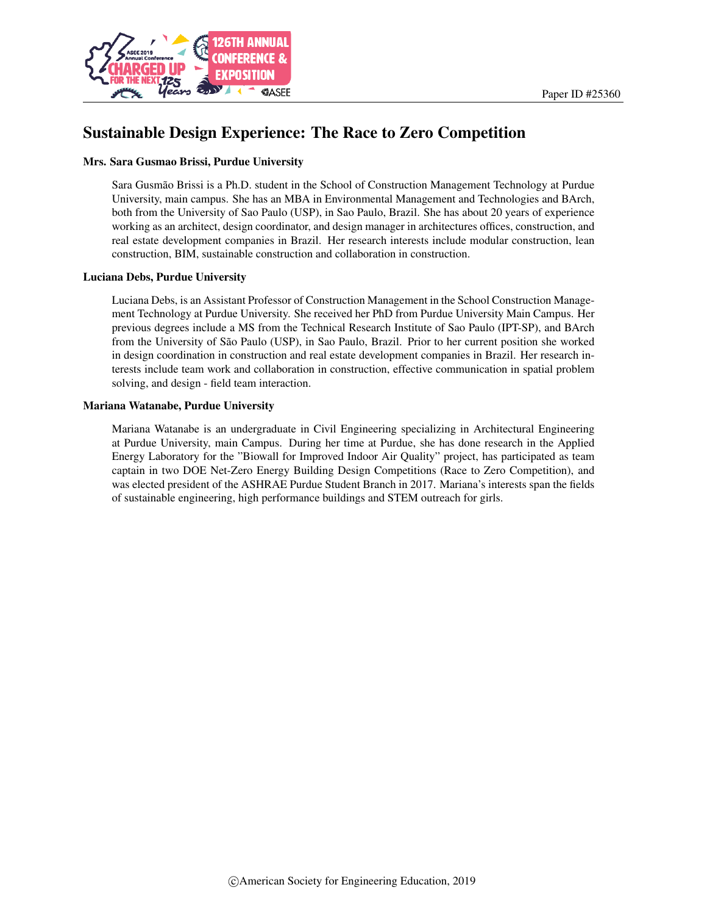Paper ID #25360

# Sustainable Design Experience: The Race to Zero Competition

**Mrs. Sara Gusmao Brissi, Purdue University**

Sara Gusmão Brissi is a Ph.D. student in the School of Construction Management Technology at Purdue University, main campus. She has an MBA in Environmental Management and Technologies and BArch, both from the University of Sao Paulo (USP), in Sao Paulo, Brazil. She has about 20 years of experience working as an architect, design coordinator, and design manager in architectures offices, construction, and real estate development companies in Brazil. Her research interests include modular construction, lean construction, BIM, sustainable construction and collaboration in construction.

**Luciana Debs, Purdue University**

Luciana Debs, is an Assistant Professor of Construction Management in the School Construction Management Technology at Purdue University. She received her PhD from Purdue University Main Campus. Her previous degrees include a MS from the Technical Research Institute of Sao Paulo (IPT-SP), and BArch from the University of São Paulo (USP), in Sao Paulo, Brazil. Prior to her current position she worked in design coordination in construction and real estate development companies in Brazil. Her research interests include team work and collaboration in construction, effective communication in spatial problem solving, and design - field team interaction.

**Mariana Watanabe, Purdue University**

Mariana Watanabe is an undergraduate in Civil Engineering specializing in Architectural Engineering at Purdue University, main Campus. During her time at Purdue, she has done research in the Applied Energy Laboratory for the "Biowall for Improved Indoor Air Quality" project, has participated as team captain in two DOE Net-Zero Energy Building Design Competitions (Race to Zero Competition), and was elected president of the ASHRAE Purdue Student Branch in 2017. Mariana's interests span the fields of sustainable engineering, high performance buildings and STEM outreach for girls.

©American Society for Engineering Education, 2019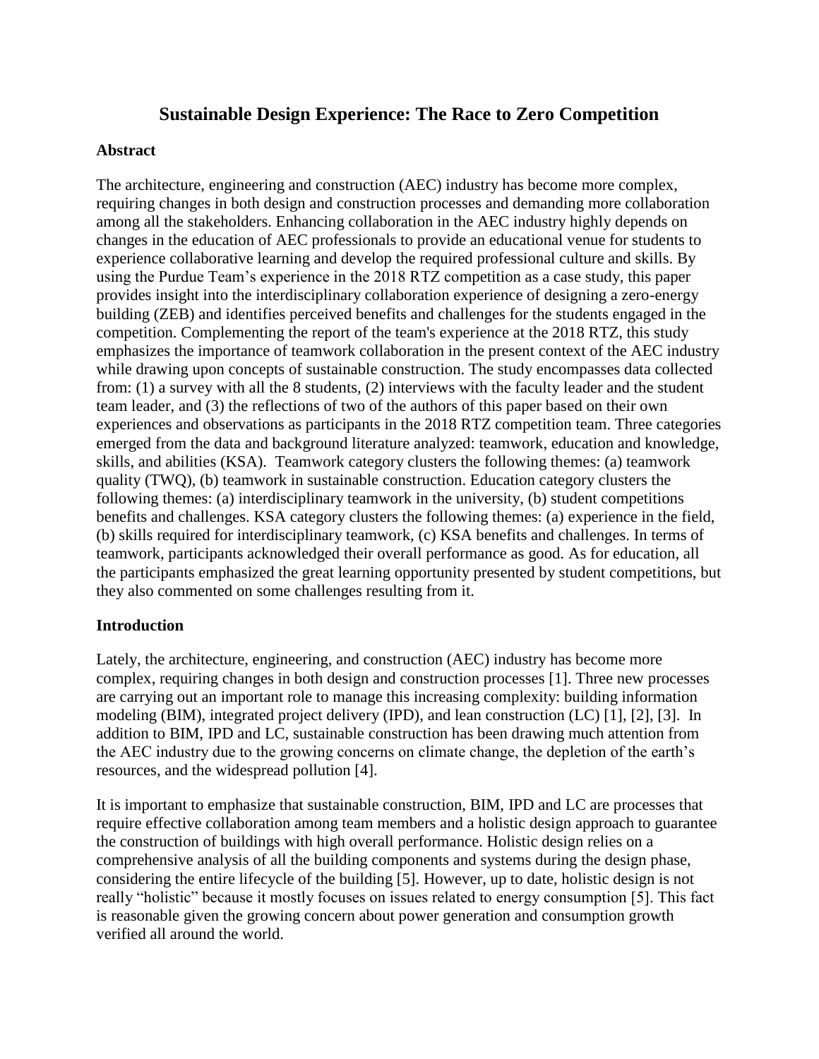# Sustainable Design Experience: The Race to Zero Competition

## Abstract

The architecture, engineering and construction (AEC) industry has become more complex, requiring changes in both design and construction processes and demanding more collaboration among all the stakeholders. Enhancing collaboration in the AEC industry highly depends on changes in the education of AEC professionals to provide an educational venue for students to experience collaborative learning and develop the required professional culture and skills. By using the Purdue Team's experience in the 2018 RTZ competition as a case study, this paper provides insight into the interdisciplinary collaboration experience of designing a zero-energy building (ZEB) and identifies perceived benefits and challenges for the students engaged in the competition. Complementing the report of the team's experience at the 2018 RTZ, this study emphasizes the importance of teamwork collaboration in the present context of the AEC industry while drawing upon concepts of sustainable construction. The study encompasses data collected from: (1) a survey with all the 8 students, (2) interviews with the faculty leader and the student team leader, and (3) the reflections of two of the authors of this paper based on their own experiences and observations as participants in the 2018 RTZ competition team. Three categories emerged from the data and background literature analyzed: teamwork, education and knowledge, skills, and abilities (KSA). Teamwork category clusters the following themes: (a) teamwork quality (TWQ), (b) teamwork in sustainable construction. Education category clusters the following themes: (a) interdisciplinary teamwork in the university, (b) student competitions benefits and challenges. KSA category clusters the following themes: (a) experience in the field, (b) skills required for interdisciplinary teamwork, (c) KSA benefits and challenges. In terms of teamwork, participants acknowledged their overall performance as good. As for education, all the participants emphasized the great learning opportunity presented by student competitions, but they also commented on some challenges resulting from it.

## Introduction

Lately, the architecture, engineering, and construction (AEC) industry has become more complex, requiring changes in both design and construction processes [1]. Three new processes are carrying out an important role to manage this increasing complexity: building information modeling (BIM), integrated project delivery (IPD), and lean construction (LC) [1], [2], [3]. In addition to BIM, IPD and LC, sustainable construction has been drawing much attention from the AEC industry due to the growing concerns on climate change, the depletion of the earth's resources, and the widespread pollution [4].

It is important to emphasize that sustainable construction, BIM, IPD and LC are processes that require effective collaboration among team members and a holistic design approach to guarantee the construction of buildings with high overall performance. Holistic design relies on a comprehensive analysis of all the building components and systems during the design phase, considering the entire lifecycle of the building [5]. However, up to date, holistic design is not really "holistic" because it mostly focuses on issues related to energy consumption [5]. This fact is reasonable given the growing concern about power generation and consumption growth verified all around the world.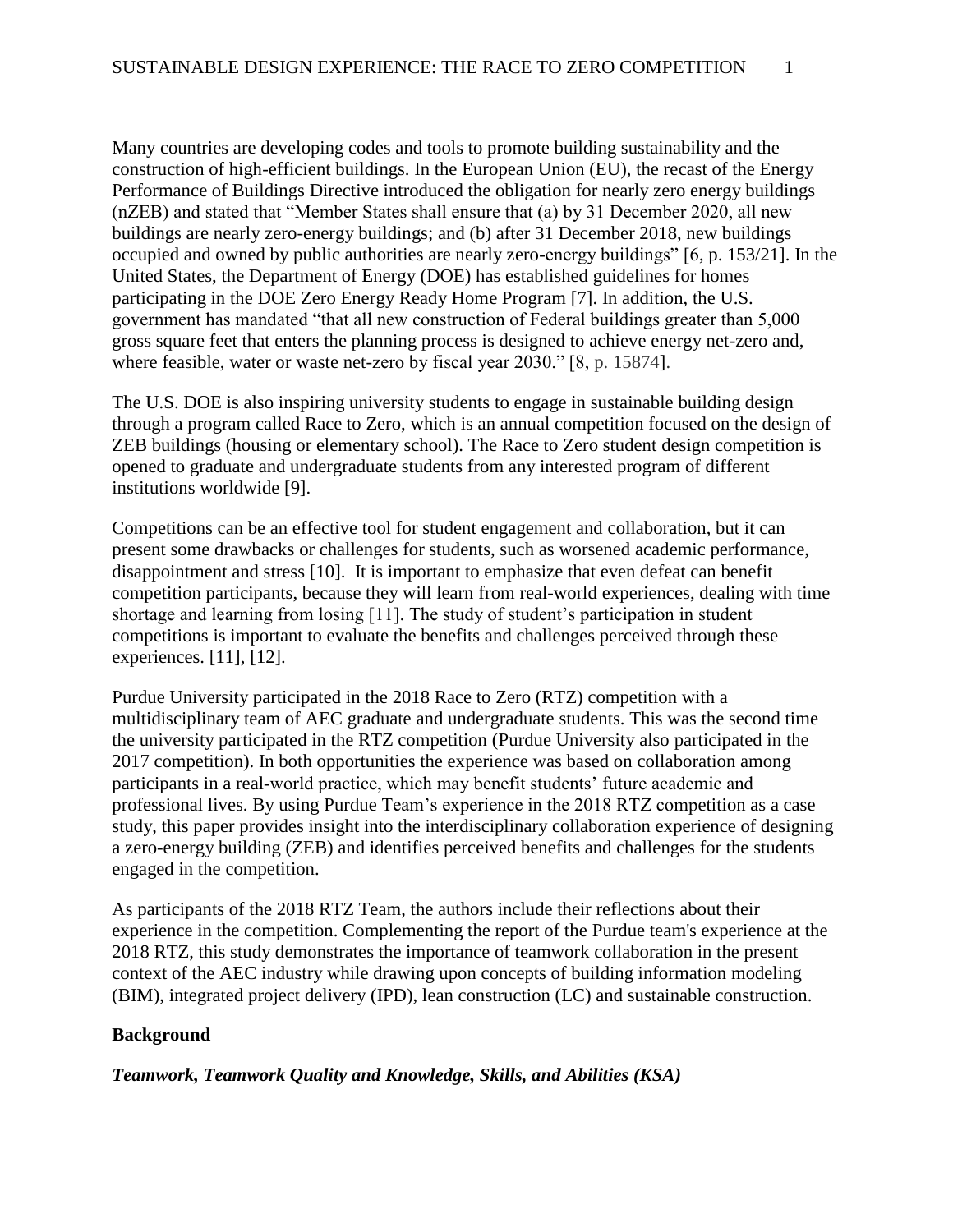Many countries are developing codes and tools to promote building sustainability and the construction of high-efficient buildings. In the European Union (EU), the recast of the Energy Performance of Buildings Directive introduced the obligation for nearly zero energy buildings (nZEB) and stated that "Member States shall ensure that (a) by 31 December 2020, all new buildings are nearly zero-energy buildings; and (b) after 31 December 2018, new buildings occupied and owned by public authorities are nearly zero-energy buildings" [6, p. 153/21]. In the United States, the Department of Energy (DOE) has established guidelines for homes participating in the DOE Zero Energy Ready Home Program [7]. In addition, the U.S. government has mandated "that all new construction of Federal buildings greater than 5,000 gross square feet that enters the planning process is designed to achieve energy net-zero and, where feasible, water or waste net-zero by fiscal year 2030." [8, p. 15874].

The U.S. DOE is also inspiring university students to engage in sustainable building design through a program called Race to Zero, which is an annual competition focused on the design of ZEB buildings (housing or elementary school). The Race to Zero student design competition is opened to graduate and undergraduate students from any interested program of different institutions worldwide [9].

Competitions can be an effective tool for student engagement and collaboration, but it can present some drawbacks or challenges for students, such as worsened academic performance, disappointment and stress [10]. It is important to emphasize that even defeat can benefit competition participants, because they will learn from real-world experiences, dealing with time shortage and learning from losing [11]. The study of student's participation in student competitions is important to evaluate the benefits and challenges perceived through these experiences. [11], [12].

Purdue University participated in the 2018 Race to Zero (RTZ) competition with a multidisciplinary team of AEC graduate and undergraduate students. This was the second time the university participated in the RTZ competition (Purdue University also participated in the 2017 competition). In both opportunities the experience was based on collaboration among participants in a real-world practice, which may benefit students' future academic and professional lives. By using Purdue Team's experience in the 2018 RTZ competition as a case study, this paper provides insight into the interdisciplinary collaboration experience of designing a zero-energy building (ZEB) and identifies perceived benefits and challenges for the students engaged in the competition.

As participants of the 2018 RTZ Team, the authors include their reflections about their experience in the competition. Complementing the report of the Purdue team's experience at the 2018 RTZ, this study demonstrates the importance of teamwork collaboration in the present context of the AEC industry while drawing upon concepts of building information modeling (BIM), integrated project delivery (IPD), lean construction (LC) and sustainable construction.

## Background

### *Teamwork, Teamwork Quality and Knowledge, Skills, and Abilities (KSA)*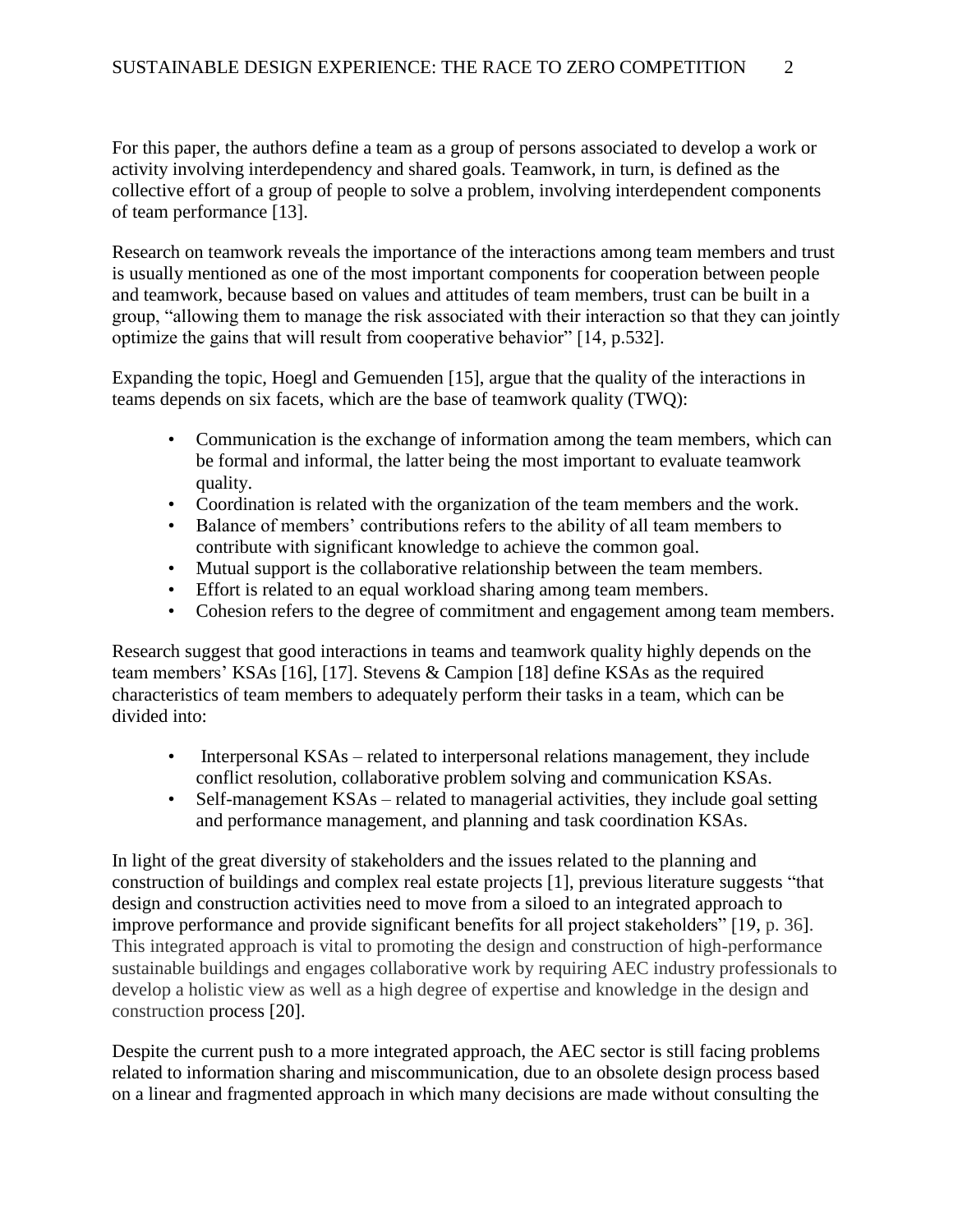For this paper, the authors define a team as a group of persons associated to develop a work or activity involving interdependency and shared goals. Teamwork, in turn, is defined as the collective effort of a group of people to solve a problem, involving interdependent components of team performance [13].

Research on teamwork reveals the importance of the interactions among team members and trust is usually mentioned as one of the most important components for cooperation between people and teamwork, because based on values and attitudes of team members, trust can be built in a group, "allowing them to manage the risk associated with their interaction so that they can jointly optimize the gains that will result from cooperative behavior" [14, p.532].

Expanding the topic, Hoegl and Gemuenden [15], argue that the quality of the interactions in teams depends on six facets, which are the base of teamwork quality (TWQ):

- Communication is the exchange of information among the team members, which can be formal and informal, the latter being the most important to evaluate teamwork quality.
- Coordination is related with the organization of the team members and the work.
- Balance of members' contributions refers to the ability of all team members to contribute with significant knowledge to achieve the common goal.
- Mutual support is the collaborative relationship between the team members.
- Effort is related to an equal workload sharing among team members.
- Cohesion refers to the degree of commitment and engagement among team members.

Research suggest that good interactions in teams and teamwork quality highly depends on the team members' KSAs [16], [17]. Stevens & Campion [18] define KSAs as the required characteristics of team members to adequately perform their tasks in a team, which can be divided into:

- Interpersonal KSAs – related to interpersonal relations management, they include conflict resolution, collaborative problem solving and communication KSAs.
- Self-management KSAs – related to managerial activities, they include goal setting and performance management, and planning and task coordination KSAs.

In light of the great diversity of stakeholders and the issues related to the planning and construction of buildings and complex real estate projects [1], previous literature suggests "that design and construction activities need to move from a siloed to an integrated approach to improve performance and provide significant benefits for all project stakeholders" [19, p. 36]. This integrated approach is vital to promoting the design and construction of high-performance sustainable buildings and engages collaborative work by requiring AEC industry professionals to develop a holistic view as well as a high degree of expertise and knowledge in the design and construction process [20].

Despite the current push to a more integrated approach, the AEC sector is still facing problems related to information sharing and miscommunication, due to an obsolete design process based on a linear and fragmented approach in which many decisions are made without consulting the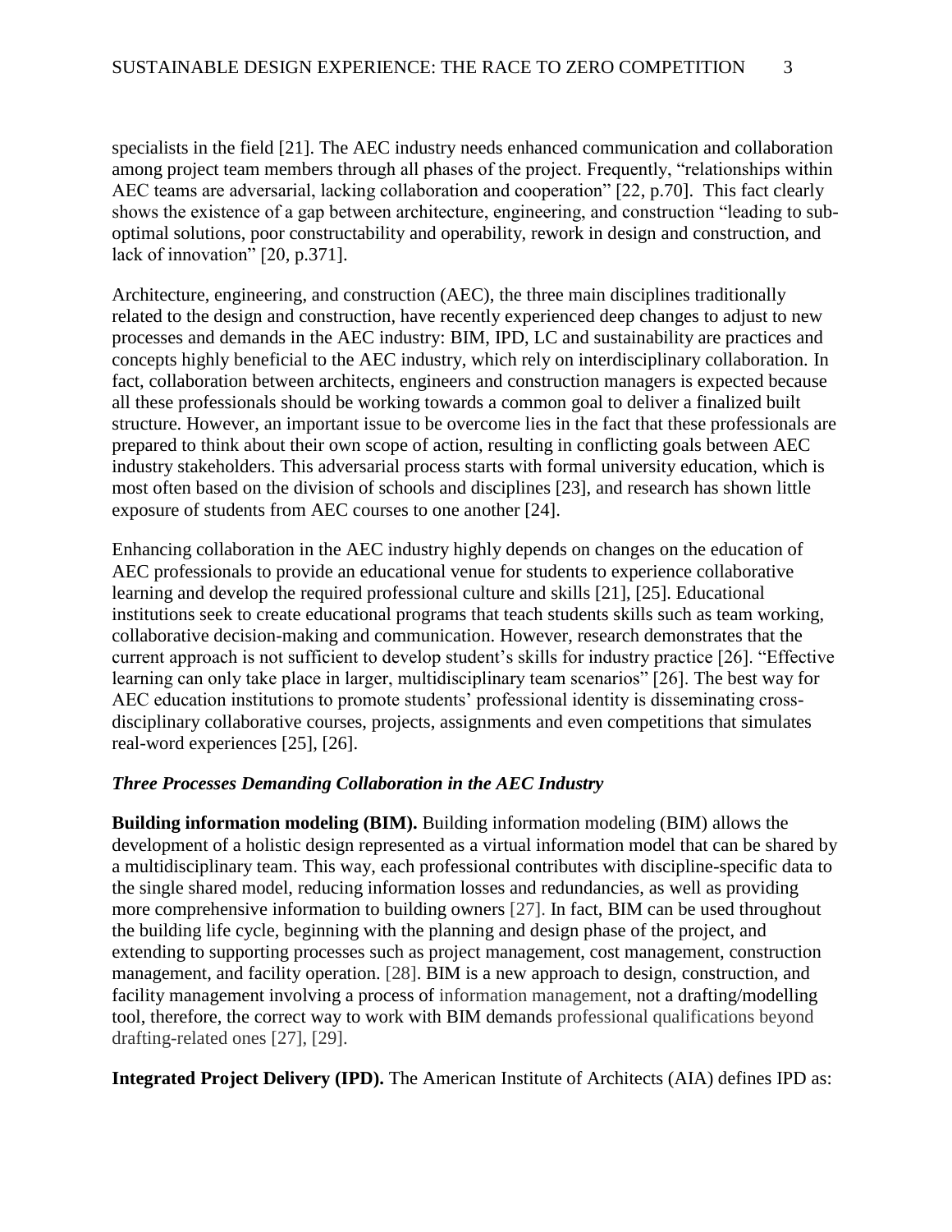specialists in the field [21]. The AEC industry needs enhanced communication and collaboration among project team members through all phases of the project. Frequently, "relationships within AEC teams are adversarial, lacking collaboration and cooperation" [22, p.70]. This fact clearly shows the existence of a gap between architecture, engineering, and construction "leading to sub-optimal solutions, poor constructability and operability, rework in design and construction, and lack of innovation" [20, p.371].

Architecture, engineering, and construction (AEC), the three main disciplines traditionally related to the design and construction, have recently experienced deep changes to adjust to new processes and demands in the AEC industry: BIM, IPD, LC and sustainability are practices and concepts highly beneficial to the AEC industry, which rely on interdisciplinary collaboration. In fact, collaboration between architects, engineers and construction managers is expected because all these professionals should be working towards a common goal to deliver a finalized built structure. However, an important issue to be overcome lies in the fact that these professionals are prepared to think about their own scope of action, resulting in conflicting goals between AEC industry stakeholders. This adversarial process starts with formal university education, which is most often based on the division of schools and disciplines [23], and research has shown little exposure of students from AEC courses to one another [24].

Enhancing collaboration in the AEC industry highly depends on changes on the education of AEC professionals to provide an educational venue for students to experience collaborative learning and develop the required professional culture and skills [21], [25]. Educational institutions seek to create educational programs that teach students skills such as team working, collaborative decision-making and communication. However, research demonstrates that the current approach is not sufficient to develop student's skills for industry practice [26]. "Effective learning can only take place in larger, multidisciplinary team scenarios" [26]. The best way for AEC education institutions to promote students' professional identity is disseminating cross-disciplinary collaborative courses, projects, assignments and even competitions that simulates real-word experiences [25], [26].

### *Three Processes Demanding Collaboration in the AEC Industry*

**Building information modeling (BIM).** Building information modeling (BIM) allows the development of a holistic design represented as a virtual information model that can be shared by a multidisciplinary team. This way, each professional contributes with discipline-specific data to the single shared model, reducing information losses and redundancies, as well as providing more comprehensive information to building owners [27]. In fact, BIM can be used throughout the building life cycle, beginning with the planning and design phase of the project, and extending to supporting processes such as project management, cost management, construction management, and facility operation. [28]. BIM is a new approach to design, construction, and facility management involving a process of information management, not a drafting/modelling tool, therefore, the correct way to work with BIM demands professional qualifications beyond drafting-related ones [27], [29].

**Integrated Project Delivery (IPD).** The American Institute of Architects (AIA) defines IPD as: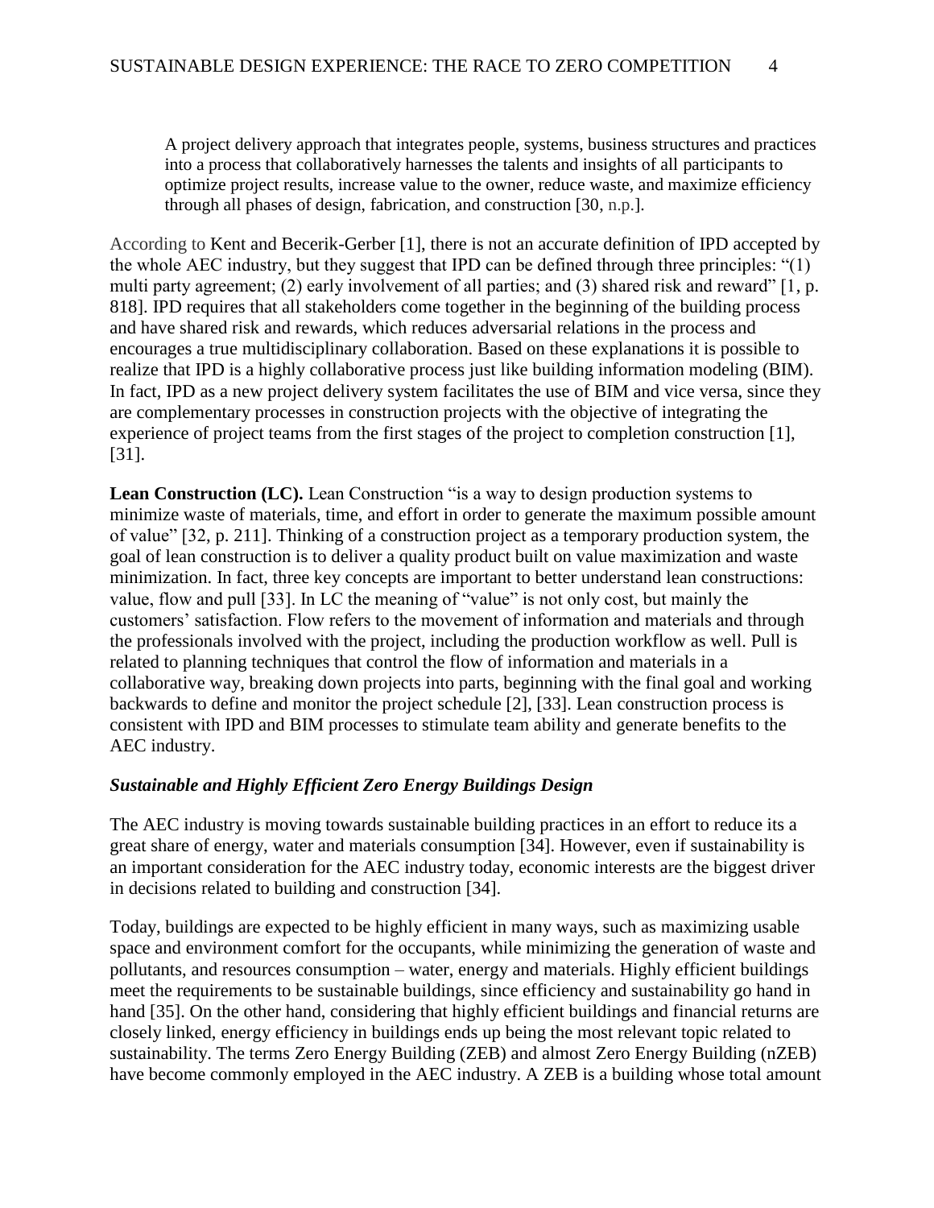> A project delivery approach that integrates people, systems, business structures and practices into a process that collaboratively harnesses the talents and insights of all participants to optimize project results, increase value to the owner, reduce waste, and maximize efficiency through all phases of design, fabrication, and construction [30, n.p.].

According to Kent and Becerik-Gerber [1], there is not an accurate definition of IPD accepted by the whole AEC industry, but they suggest that IPD can be defined through three principles: "(1) multi party agreement; (2) early involvement of all parties; and (3) shared risk and reward" [1, p. 818]. IPD requires that all stakeholders come together in the beginning of the building process and have shared risk and rewards, which reduces adversarial relations in the process and encourages a true multidisciplinary collaboration. Based on these explanations it is possible to realize that IPD is a highly collaborative process just like building information modeling (BIM). In fact, IPD as a new project delivery system facilitates the use of BIM and vice versa, since they are complementary processes in construction projects with the objective of integrating the experience of project teams from the first stages of the project to completion construction [1], [31].

**Lean Construction (LC).** Lean Construction "is a way to design production systems to minimize waste of materials, time, and effort in order to generate the maximum possible amount of value" [32, p. 211]. Thinking of a construction project as a temporary production system, the goal of lean construction is to deliver a quality product built on value maximization and waste minimization. In fact, three key concepts are important to better understand lean constructions: value, flow and pull [33]. In LC the meaning of "value" is not only cost, but mainly the customers' satisfaction. Flow refers to the movement of information and materials and through the professionals involved with the project, including the production workflow as well. Pull is related to planning techniques that control the flow of information and materials in a collaborative way, breaking down projects into parts, beginning with the final goal and working backwards to define and monitor the project schedule [2], [33]. Lean construction process is consistent with IPD and BIM processes to stimulate team ability and generate benefits to the AEC industry.

### *Sustainable and Highly Efficient Zero Energy Buildings Design*

The AEC industry is moving towards sustainable building practices in an effort to reduce its a great share of energy, water and materials consumption [34]. However, even if sustainability is an important consideration for the AEC industry today, economic interests are the biggest driver in decisions related to building and construction [34].

Today, buildings are expected to be highly efficient in many ways, such as maximizing usable space and environment comfort for the occupants, while minimizing the generation of waste and pollutants, and resources consumption – water, energy and materials. Highly efficient buildings meet the requirements to be sustainable buildings, since efficiency and sustainability go hand in hand [35]. On the other hand, considering that highly efficient buildings and financial returns are closely linked, energy efficiency in buildings ends up being the most relevant topic related to sustainability. The terms Zero Energy Building (ZEB) and almost Zero Energy Building (nZEB) have become commonly employed in the AEC industry. A ZEB is a building whose total amount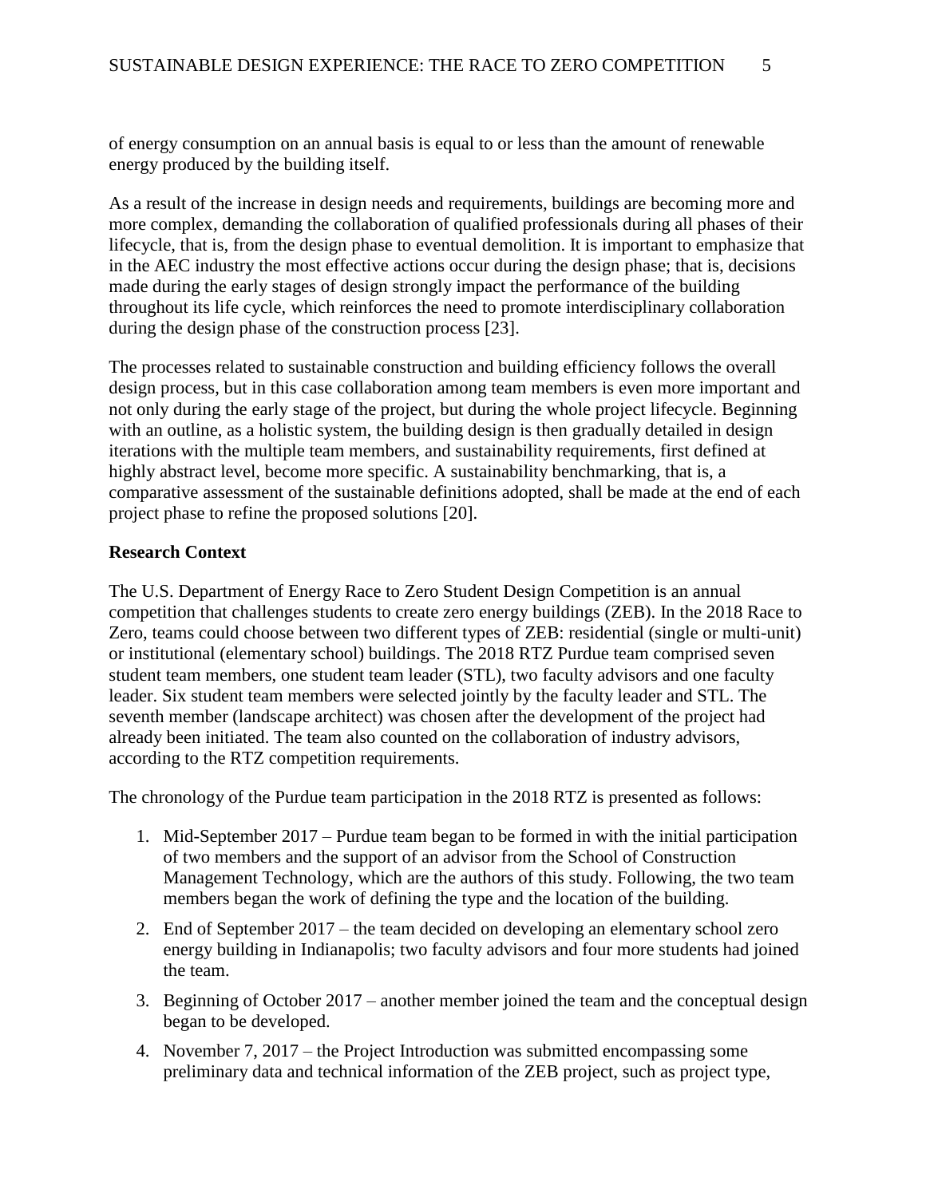of energy consumption on an annual basis is equal to or less than the amount of renewable energy produced by the building itself.

As a result of the increase in design needs and requirements, buildings are becoming more and more complex, demanding the collaboration of qualified professionals during all phases of their lifecycle, that is, from the design phase to eventual demolition. It is important to emphasize that in the AEC industry the most effective actions occur during the design phase; that is, decisions made during the early stages of design strongly impact the performance of the building throughout its life cycle, which reinforces the need to promote interdisciplinary collaboration during the design phase of the construction process [23].

The processes related to sustainable construction and building efficiency follows the overall design process, but in this case collaboration among team members is even more important and not only during the early stage of the project, but during the whole project lifecycle. Beginning with an outline, as a holistic system, the building design is then gradually detailed in design iterations with the multiple team members, and sustainability requirements, first defined at highly abstract level, become more specific. A sustainability benchmarking, that is, a comparative assessment of the sustainable definitions adopted, shall be made at the end of each project phase to refine the proposed solutions [20].

**Research Context**

The U.S. Department of Energy Race to Zero Student Design Competition is an annual competition that challenges students to create zero energy buildings (ZEB). In the 2018 Race to Zero, teams could choose between two different types of ZEB: residential (single or multi-unit) or institutional (elementary school) buildings. The 2018 RTZ Purdue team comprised seven student team members, one student team leader (STL), two faculty advisors and one faculty leader. Six student team members were selected jointly by the faculty leader and STL. The seventh member (landscape architect) was chosen after the development of the project had already been initiated. The team also counted on the collaboration of industry advisors, according to the RTZ competition requirements.

The chronology of the Purdue team participation in the 2018 RTZ is presented as follows:

1. Mid-September 2017 – Purdue team began to be formed in with the initial participation of two members and the support of an advisor from the School of Construction Management Technology, which are the authors of this study. Following, the two team members began the work of defining the type and the location of the building.
2. End of September 2017 – the team decided on developing an elementary school zero energy building in Indianapolis; two faculty advisors and four more students had joined the team.
3. Beginning of October 2017 – another member joined the team and the conceptual design began to be developed.
4. November 7, 2017 – the Project Introduction was submitted encompassing some preliminary data and technical information of the ZEB project, such as project type,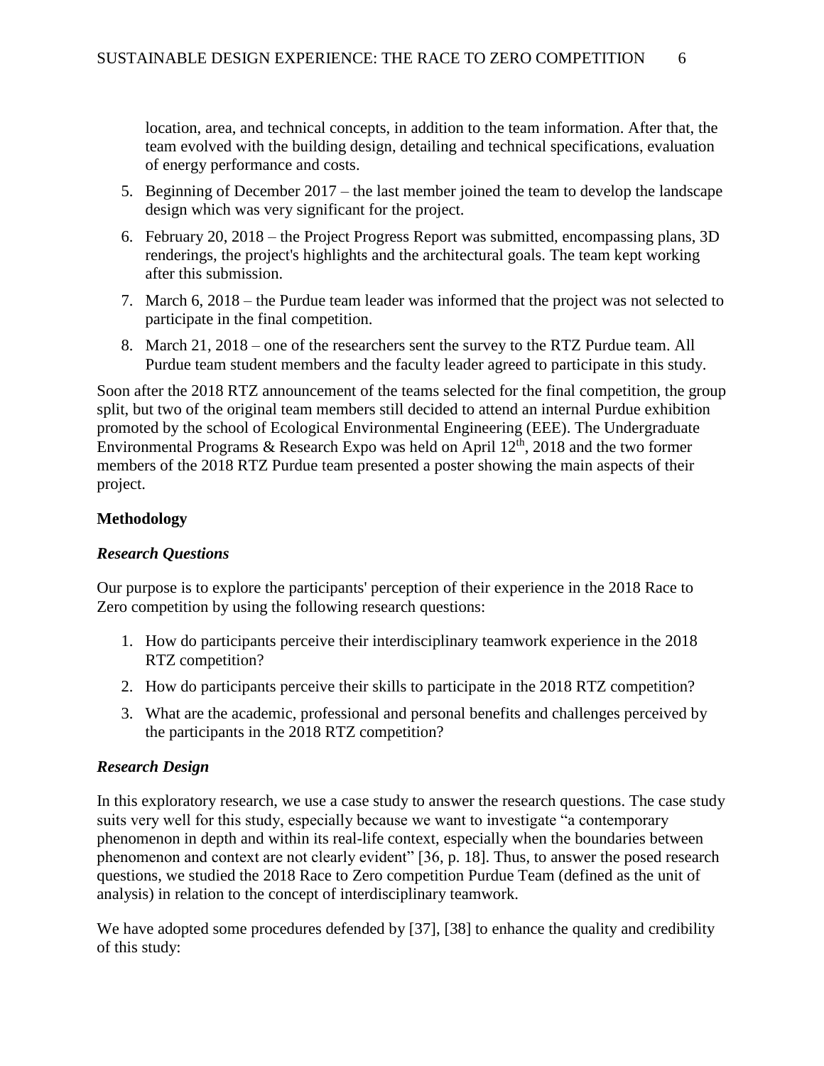location, area, and technical concepts, in addition to the team information. After that, the team evolved with the building design, detailing and technical specifications, evaluation of energy performance and costs.

5. Beginning of December 2017 – the last member joined the team to develop the landscape design which was very significant for the project.
6. February 20, 2018 – the Project Progress Report was submitted, encompassing plans, 3D renderings, the project's highlights and the architectural goals. The team kept working after this submission.
7. March 6, 2018 – the Purdue team leader was informed that the project was not selected to participate in the final competition.
8. March 21, 2018 – one of the researchers sent the survey to the RTZ Purdue team. All Purdue team student members and the faculty leader agreed to participate in this study.

Soon after the 2018 RTZ announcement of the teams selected for the final competition, the group split, but two of the original team members still decided to attend an internal Purdue exhibition promoted by the school of Ecological Environmental Engineering (EEE). The Undergraduate Environmental Programs & Research Expo was held on April 12th, 2018 and the two former members of the 2018 RTZ Purdue team presented a poster showing the main aspects of their project.

**Methodology**

***Research Questions***

Our purpose is to explore the participants' perception of their experience in the 2018 Race to Zero competition by using the following research questions:

1. How do participants perceive their interdisciplinary teamwork experience in the 2018 RTZ competition?
2. How do participants perceive their skills to participate in the 2018 RTZ competition?
3. What are the academic, professional and personal benefits and challenges perceived by the participants in the 2018 RTZ competition?

***Research Design***

In this exploratory research, we use a case study to answer the research questions. The case study suits very well for this study, especially because we want to investigate "a contemporary phenomenon in depth and within its real-life context, especially when the boundaries between phenomenon and context are not clearly evident" [36, p. 18]. Thus, to answer the posed research questions, we studied the 2018 Race to Zero competition Purdue Team (defined as the unit of analysis) in relation to the concept of interdisciplinary teamwork.

We have adopted some procedures defended by [37], [38] to enhance the quality and credibility of this study: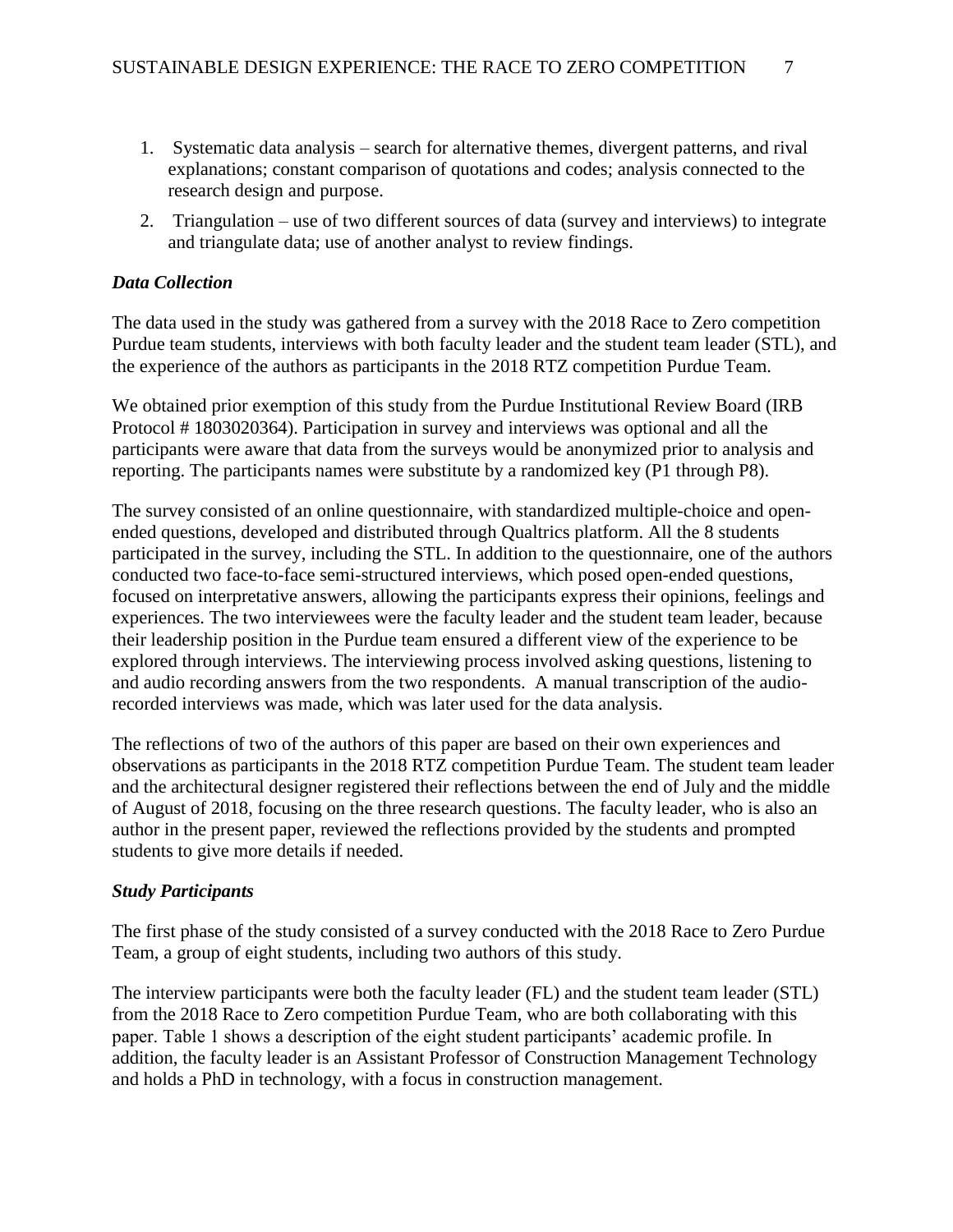1. Systematic data analysis – search for alternative themes, divergent patterns, and rival explanations; constant comparison of quotations and codes; analysis connected to the research design and purpose.
2. Triangulation – use of two different sources of data (survey and interviews) to integrate and triangulate data; use of another analyst to review findings.

### *Data Collection*

The data used in the study was gathered from a survey with the 2018 Race to Zero competition Purdue team students, interviews with both faculty leader and the student team leader (STL), and the experience of the authors as participants in the 2018 RTZ competition Purdue Team.

We obtained prior exemption of this study from the Purdue Institutional Review Board (IRB Protocol # 1803020364). Participation in survey and interviews was optional and all the participants were aware that data from the surveys would be anonymized prior to analysis and reporting. The participants names were substitute by a randomized key (P1 through P8).

The survey consisted of an online questionnaire, with standardized multiple-choice and open-ended questions, developed and distributed through Qualtrics platform. All the 8 students participated in the survey, including the STL. In addition to the questionnaire, one of the authors conducted two face-to-face semi-structured interviews, which posed open-ended questions, focused on interpretative answers, allowing the participants express their opinions, feelings and experiences. The two interviewees were the faculty leader and the student team leader, because their leadership position in the Purdue team ensured a different view of the experience to be explored through interviews. The interviewing process involved asking questions, listening to and audio recording answers from the two respondents. A manual transcription of the audio-recorded interviews was made, which was later used for the data analysis.

The reflections of two of the authors of this paper are based on their own experiences and observations as participants in the 2018 RTZ competition Purdue Team. The student team leader and the architectural designer registered their reflections between the end of July and the middle of August of 2018, focusing on the three research questions. The faculty leader, who is also an author in the present paper, reviewed the reflections provided by the students and prompted students to give more details if needed.

### *Study Participants*

The first phase of the study consisted of a survey conducted with the 2018 Race to Zero Purdue Team, a group of eight students, including two authors of this study.

The interview participants were both the faculty leader (FL) and the student team leader (STL) from the 2018 Race to Zero competition Purdue Team, who are both collaborating with this paper. Table 1 shows a description of the eight student participants' academic profile. In addition, the faculty leader is an Assistant Professor of Construction Management Technology and holds a PhD in technology, with a focus in construction management.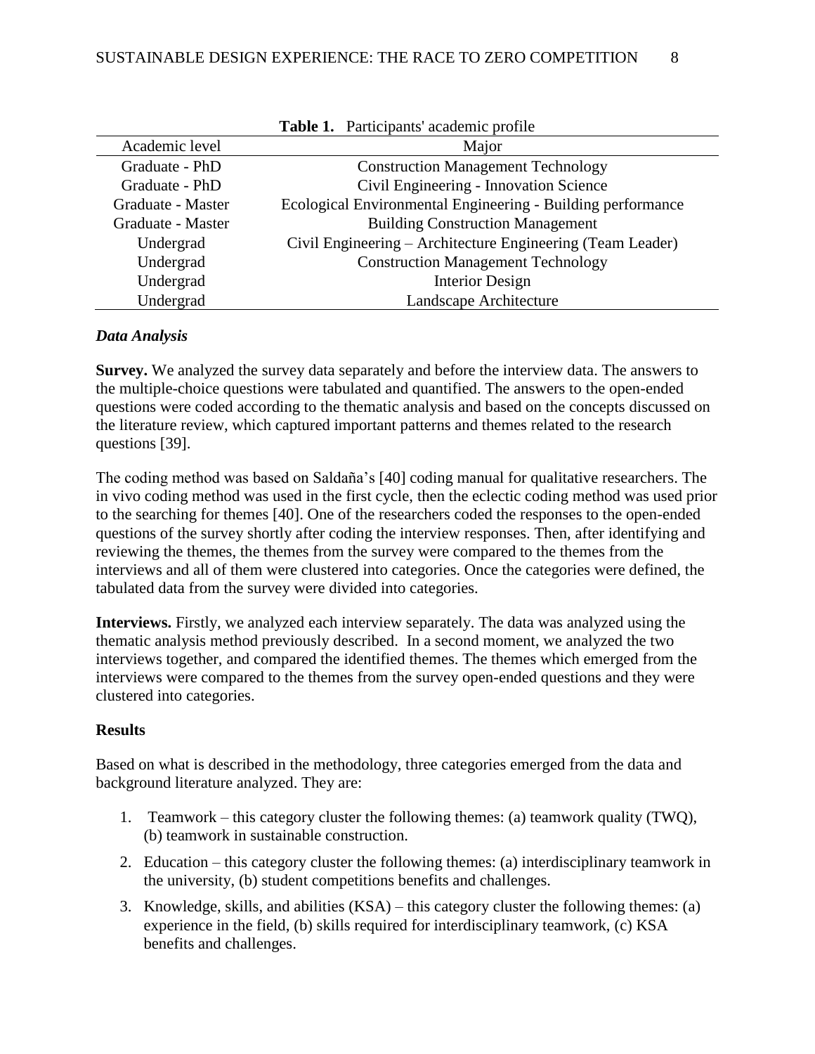**Table 1.** Participants' academic profile

| Academic level | Major |
|---|---|
| Graduate - PhD | Construction Management Technology |
| Graduate - PhD | Civil Engineering - Innovation Science |
| Graduate - Master | Ecological Environmental Engineering - Building performance |
| Graduate - Master | Building Construction Management |
| Undergrad | Civil Engineering – Architecture Engineering (Team Leader) |
| Undergrad | Construction Management Technology |
| Undergrad | Interior Design |
| Undergrad | Landscape Architecture |

### *Data Analysis*

**Survey.** We analyzed the survey data separately and before the interview data. The answers to the multiple-choice questions were tabulated and quantified. The answers to the open-ended questions were coded according to the thematic analysis and based on the concepts discussed on the literature review, which captured important patterns and themes related to the research questions [39].

The coding method was based on Saldaña's [40] coding manual for qualitative researchers. The in vivo coding method was used in the first cycle, then the eclectic coding method was used prior to the searching for themes [40]. One of the researchers coded the responses to the open-ended questions of the survey shortly after coding the interview responses. Then, after identifying and reviewing the themes, the themes from the survey were compared to the themes from the interviews and all of them were clustered into categories. Once the categories were defined, the tabulated data from the survey were divided into categories.

**Interviews.** Firstly, we analyzed each interview separately. The data was analyzed using the thematic analysis method previously described. In a second moment, we analyzed the two interviews together, and compared the identified themes. The themes which emerged from the interviews were compared to the themes from the survey open-ended questions and they were clustered into categories.

## Results

Based on what is described in the methodology, three categories emerged from the data and background literature analyzed. They are:

1. Teamwork – this category cluster the following themes: (a) teamwork quality (TWQ), (b) teamwork in sustainable construction.
2. Education – this category cluster the following themes: (a) interdisciplinary teamwork in the university, (b) student competitions benefits and challenges.
3. Knowledge, skills, and abilities (KSA) – this category cluster the following themes: (a) experience in the field, (b) skills required for interdisciplinary teamwork, (c) KSA benefits and challenges.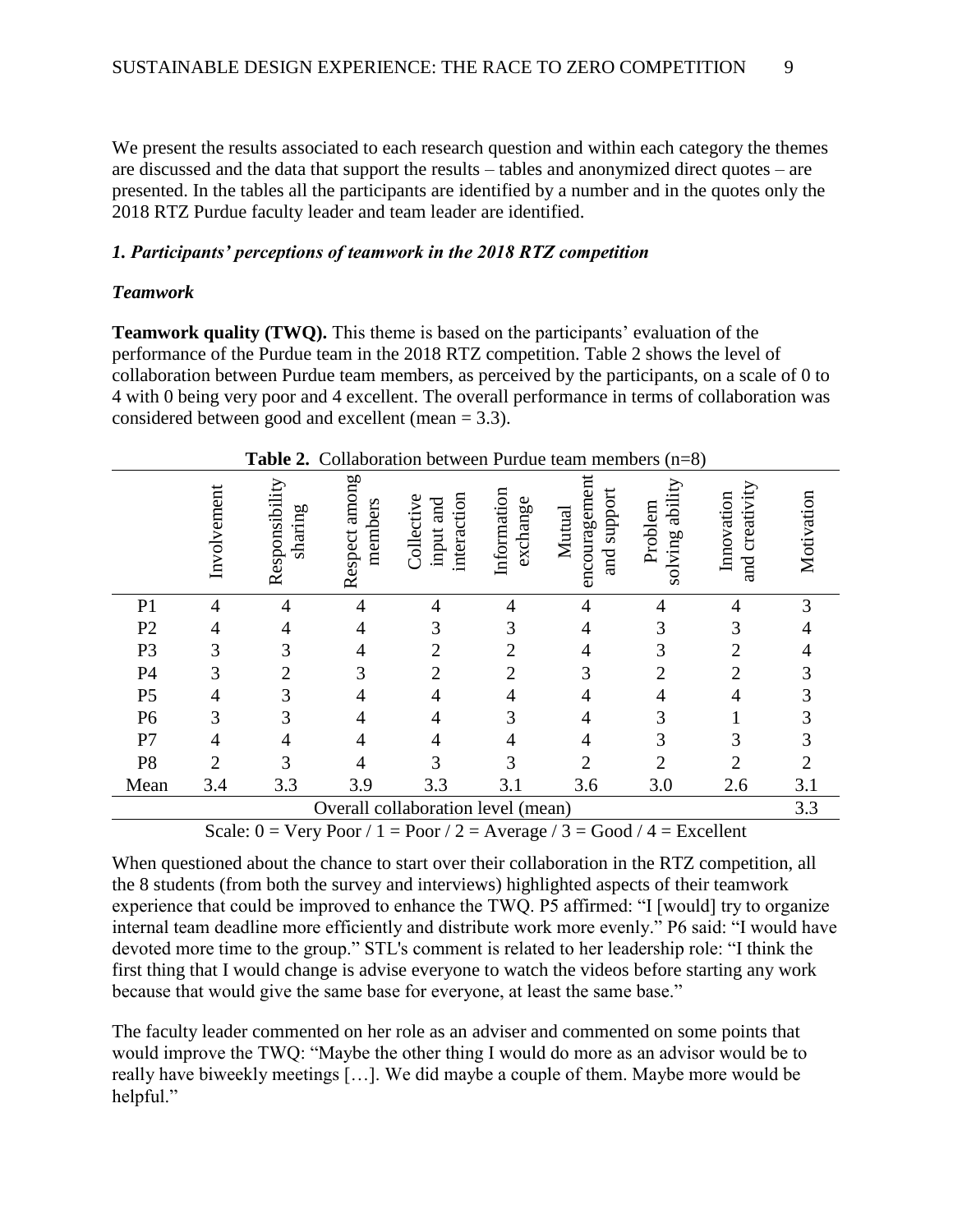We present the results associated to each research question and within each category the themes are discussed and the data that support the results – tables and anonymized direct quotes – are presented. In the tables all the participants are identified by a number and in the quotes only the 2018 RTZ Purdue faculty leader and team leader are identified.

### *1. Participants' perceptions of teamwork in the 2018 RTZ competition*

#### *Teamwork*

**Teamwork quality (TWQ).** This theme is based on the participants' evaluation of the performance of the Purdue team in the 2018 RTZ competition. Table 2 shows the level of collaboration between Purdue team members, as perceived by the participants, on a scale of 0 to 4 with 0 being very poor and 4 excellent. The overall performance in terms of collaboration was considered between good and excellent (mean = 3.3).

**Table 2.** Collaboration between Purdue team members (n=8)

| | Involvement | Responsibility sharing | Respect among members | Collective input and interaction | Information exchange | Mutual encouragement and support | Problem solving ability | Innovation and creativity | Motivation |
|---|---|---|---|---|---|---|---|---|---|
| P1 | 4 | 4 | 4 | 4 | 4 | 4 | 4 | 4 | 3 |
| P2 | 4 | 4 | 4 | 3 | 3 | 4 | 3 | 3 | 4 |
| P3 | 3 | 3 | 4 | 2 | 2 | 4 | 3 | 2 | 4 |
| P4 | 3 | 2 | 3 | 2 | 2 | 3 | 2 | 2 | 3 |
| P5 | 4 | 3 | 4 | 4 | 4 | 4 | 4 | 4 | 3 |
| P6 | 3 | 3 | 4 | 4 | 3 | 4 | 3 | 1 | 3 |
| P7 | 4 | 4 | 4 | 4 | 4 | 4 | 3 | 3 | 3 |
| P8 | 2 | 3 | 4 | 3 | 3 | 2 | 2 | 2 | 2 |
| Mean | 3.4 | 3.3 | 3.9 | 3.3 | 3.1 | 3.6 | 3.0 | 2.6 | 3.1 |
| Overall collaboration level (mean) | | | | | | | | | 3.3 |

Scale: 0 = Very Poor / 1 = Poor / 2 = Average / 3 = Good / 4 = Excellent

When questioned about the chance to start over their collaboration in the RTZ competition, all the 8 students (from both the survey and interviews) highlighted aspects of their teamwork experience that could be improved to enhance the TWQ. P5 affirmed: "I [would] try to organize internal team deadline more efficiently and distribute work more evenly." P6 said: "I would have devoted more time to the group." STL's comment is related to her leadership role: "I think the first thing that I would change is advise everyone to watch the videos before starting any work because that would give the same base for everyone, at least the same base."

The faculty leader commented on her role as an adviser and commented on some points that would improve the TWQ: "Maybe the other thing I would do more as an advisor would be to really have biweekly meetings […]. We did maybe a couple of them. Maybe more would be helpful."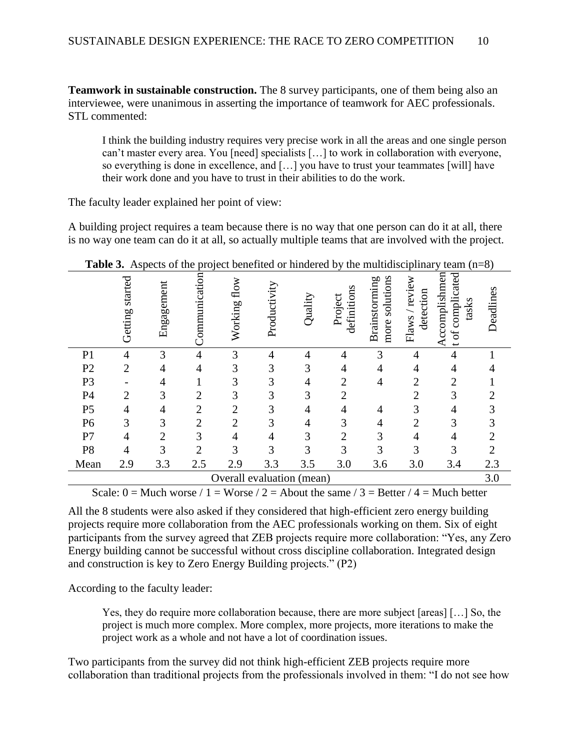**Teamwork in sustainable construction.** The 8 survey participants, one of them being also an interviewee, were unanimous in asserting the importance of teamwork for AEC professionals. STL commented:

> I think the building industry requires very precise work in all the areas and one single person can't master every area. You [need] specialists […] to work in collaboration with everyone, so everything is done in excellence, and […] you have to trust your teammates [will] have their work done and you have to trust in their abilities to do the work.

The faculty leader explained her point of view:

A building project requires a team because there is no way that one person can do it at all, there is no way one team can do it at all, so actually multiple teams that are involved with the project.

**Table 3.** Aspects of the project benefited or hindered by the multidisciplinary team (n=8)

| | Getting started | Engagement | Communication | Working flow | Productivity | Quality | Project definitions | Brainstorming more solutions | Flaws / review detection | Accomplishment of complicated tasks | Deadlines |
|---|---|---|---|---|---|---|---|---|---|---|---|
| P1 | 4 | 3 | 4 | 3 | 4 | 4 | 4 | 3 | 4 | 4 | 1 |
| P2 | 2 | 4 | 4 | 3 | 3 | 3 | 4 | 4 | 4 | 4 | 4 |
| P3 | - | 4 | 1 | 3 | 3 | 4 | 2 | 4 | 2 | 2 | 1 |
| P4 | 2 | 3 | 2 | 3 | 3 | 3 | 2 | | 2 | 3 | 2 |
| P5 | 4 | 4 | 2 | 2 | 3 | 4 | 4 | 4 | 3 | 4 | 3 |
| P6 | 3 | 3 | 2 | 2 | 3 | 4 | 3 | 4 | 2 | 3 | 3 |
| P7 | 4 | 2 | 3 | 4 | 4 | 3 | 2 | 3 | 4 | 4 | 2 |
| P8 | 4 | 3 | 2 | 3 | 3 | 3 | 3 | 3 | 3 | 3 | 2 |
| Mean | 2.9 | 3.3 | 2.5 | 2.9 | 3.3 | 3.5 | 3.0 | 3.6 | 3.0 | 3.4 | 2.3 |
| Overall evaluation (mean) | | | | | | | | | | | 3.0 |

Scale: 0 = Much worse / 1 = Worse / 2 = About the same / 3 = Better / 4 = Much better

All the 8 students were also asked if they considered that high-efficient zero energy building projects require more collaboration from the AEC professionals working on them. Six of eight participants from the survey agreed that ZEB projects require more collaboration: "Yes, any Zero Energy building cannot be successful without cross discipline collaboration. Integrated design and construction is key to Zero Energy Building projects." (P2)

According to the faculty leader:

> Yes, they do require more collaboration because, there are more subject [areas] […] So, the project is much more complex. More complex, more projects, more iterations to make the project work as a whole and not have a lot of coordination issues.

Two participants from the survey did not think high-efficient ZEB projects require more collaboration than traditional projects from the professionals involved in them: "I do not see how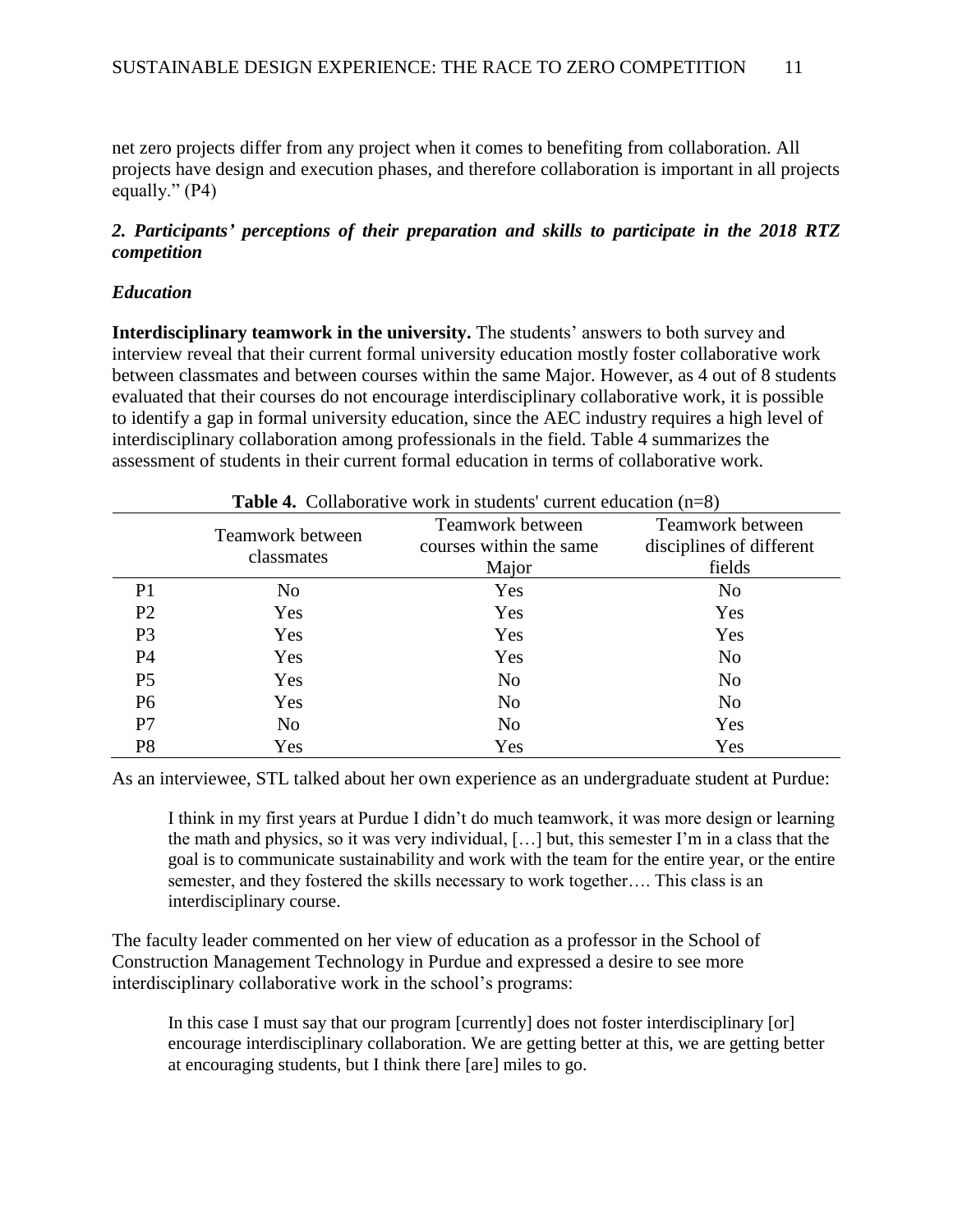net zero projects differ from any project when it comes to benefiting from collaboration. All projects have design and execution phases, and therefore collaboration is important in all projects equally." (P4)

### *2. Participants' perceptions of their preparation and skills to participate in the 2018 RTZ competition*

#### *Education*

**Interdisciplinary teamwork in the university.** The students' answers to both survey and interview reveal that their current formal university education mostly foster collaborative work between classmates and between courses within the same Major. However, as 4 out of 8 students evaluated that their courses do not encourage interdisciplinary collaborative work, it is possible to identify a gap in formal university education, since the AEC industry requires a high level of interdisciplinary collaboration among professionals in the field. Table 4 summarizes the assessment of students in their current formal education in terms of collaborative work.

**Table 4.** Collaborative work in students' current education (n=8)

| | Teamwork between classmates | Teamwork between courses within the same Major | Teamwork between disciplines of different fields |
|---|---|---|---|
| P1 | No | Yes | No |
| P2 | Yes | Yes | Yes |
| P3 | Yes | Yes | Yes |
| P4 | Yes | Yes | No |
| P5 | Yes | No | No |
| P6 | Yes | No | No |
| P7 | No | No | Yes |
| P8 | Yes | Yes | Yes |

As an interviewee, STL talked about her own experience as an undergraduate student at Purdue:

> I think in my first years at Purdue I didn't do much teamwork, it was more design or learning the math and physics, so it was very individual, […] but, this semester I'm in a class that the goal is to communicate sustainability and work with the team for the entire year, or the entire semester, and they fostered the skills necessary to work together…. This class is an interdisciplinary course.

The faculty leader commented on her view of education as a professor in the School of Construction Management Technology in Purdue and expressed a desire to see more interdisciplinary collaborative work in the school's programs:

> In this case I must say that our program [currently] does not foster interdisciplinary [or] encourage interdisciplinary collaboration. We are getting better at this, we are getting better at encouraging students, but I think there [are] miles to go.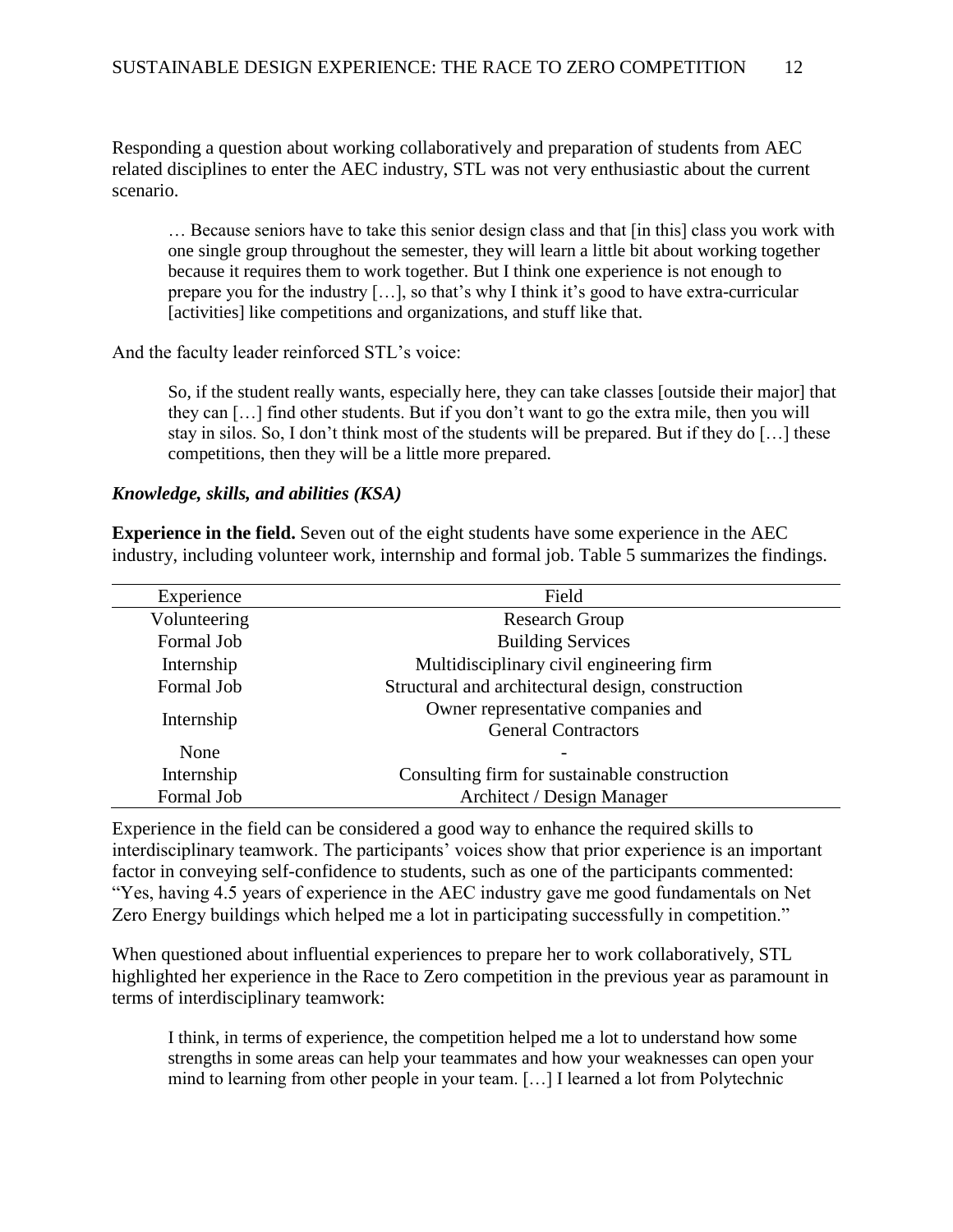Responding a question about working collaboratively and preparation of students from AEC related disciplines to enter the AEC industry, STL was not very enthusiastic about the current scenario.

> … Because seniors have to take this senior design class and that [in this] class you work with one single group throughout the semester, they will learn a little bit about working together because it requires them to work together. But I think one experience is not enough to prepare you for the industry […], so that's why I think it's good to have extra-curricular [activities] like competitions and organizations, and stuff like that.

And the faculty leader reinforced STL's voice:

> So, if the student really wants, especially here, they can take classes [outside their major] that they can […] find other students. But if you don't want to go the extra mile, then you will stay in silos. So, I don't think most of the students will be prepared. But if they do […] these competitions, then they will be a little more prepared.

### *Knowledge, skills, and abilities (KSA)*

**Experience in the field.** Seven out of the eight students have some experience in the AEC industry, including volunteer work, internship and formal job. Table 5 summarizes the findings.

| Experience | Field |
|---|---|
| Volunteering | Research Group |
| Formal Job | Building Services |
| Internship | Multidisciplinary civil engineering firm |
| Formal Job | Structural and architectural design, construction |
| Internship | Owner representative companies and General Contractors |
| None | - |
| Internship | Consulting firm for sustainable construction |
| Formal Job | Architect / Design Manager |

Experience in the field can be considered a good way to enhance the required skills to interdisciplinary teamwork. The participants' voices show that prior experience is an important factor in conveying self-confidence to students, such as one of the participants commented: "Yes, having 4.5 years of experience in the AEC industry gave me good fundamentals on Net Zero Energy buildings which helped me a lot in participating successfully in competition."

When questioned about influential experiences to prepare her to work collaboratively, STL highlighted her experience in the Race to Zero competition in the previous year as paramount in terms of interdisciplinary teamwork:

> I think, in terms of experience, the competition helped me a lot to understand how some strengths in some areas can help your teammates and how your weaknesses can open your mind to learning from other people in your team. […] I learned a lot from Polytechnic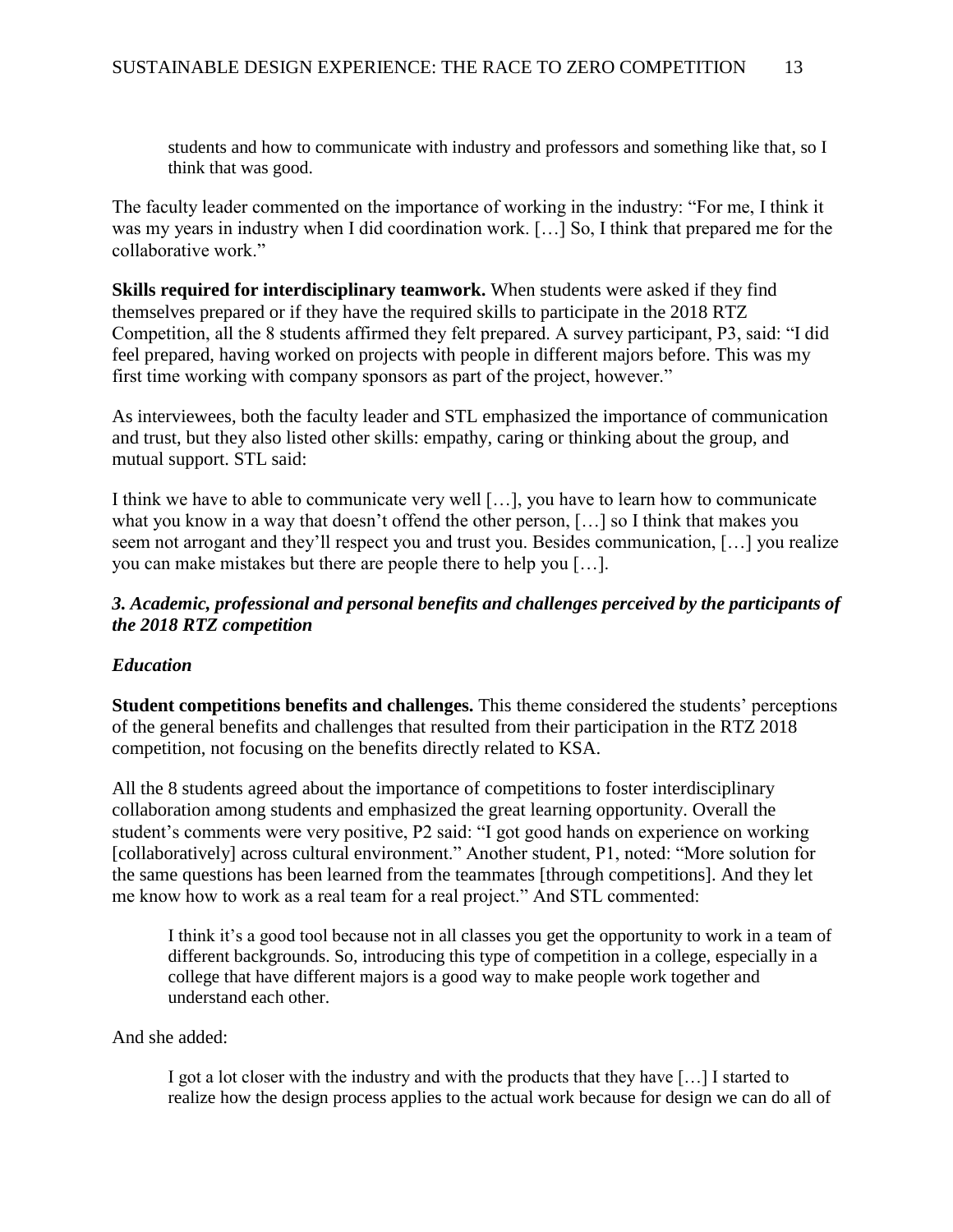> students and how to communicate with industry and professors and something like that, so I think that was good.

The faculty leader commented on the importance of working in the industry: "For me, I think it was my years in industry when I did coordination work. […] So, I think that prepared me for the collaborative work."

**Skills required for interdisciplinary teamwork.** When students were asked if they find themselves prepared or if they have the required skills to participate in the 2018 RTZ Competition, all the 8 students affirmed they felt prepared. A survey participant, P3, said: "I did feel prepared, having worked on projects with people in different majors before. This was my first time working with company sponsors as part of the project, however."

As interviewees, both the faculty leader and STL emphasized the importance of communication and trust, but they also listed other skills: empathy, caring or thinking about the group, and mutual support. STL said:

I think we have to able to communicate very well […], you have to learn how to communicate what you know in a way that doesn't offend the other person, […] so I think that makes you seem not arrogant and they'll respect you and trust you. Besides communication, […] you realize you can make mistakes but there are people there to help you […].

### *3. Academic, professional and personal benefits and challenges perceived by the participants of the 2018 RTZ competition*

#### *Education*

**Student competitions benefits and challenges.** This theme considered the students' perceptions of the general benefits and challenges that resulted from their participation in the RTZ 2018 competition, not focusing on the benefits directly related to KSA.

All the 8 students agreed about the importance of competitions to foster interdisciplinary collaboration among students and emphasized the great learning opportunity. Overall the student's comments were very positive, P2 said: "I got good hands on experience on working [collaboratively] across cultural environment." Another student, P1, noted: "More solution for the same questions has been learned from the teammates [through competitions]. And they let me know how to work as a real team for a real project." And STL commented:

> I think it's a good tool because not in all classes you get the opportunity to work in a team of different backgrounds. So, introducing this type of competition in a college, especially in a college that have different majors is a good way to make people work together and understand each other.

And she added:

> I got a lot closer with the industry and with the products that they have […] I started to realize how the design process applies to the actual work because for design we can do all of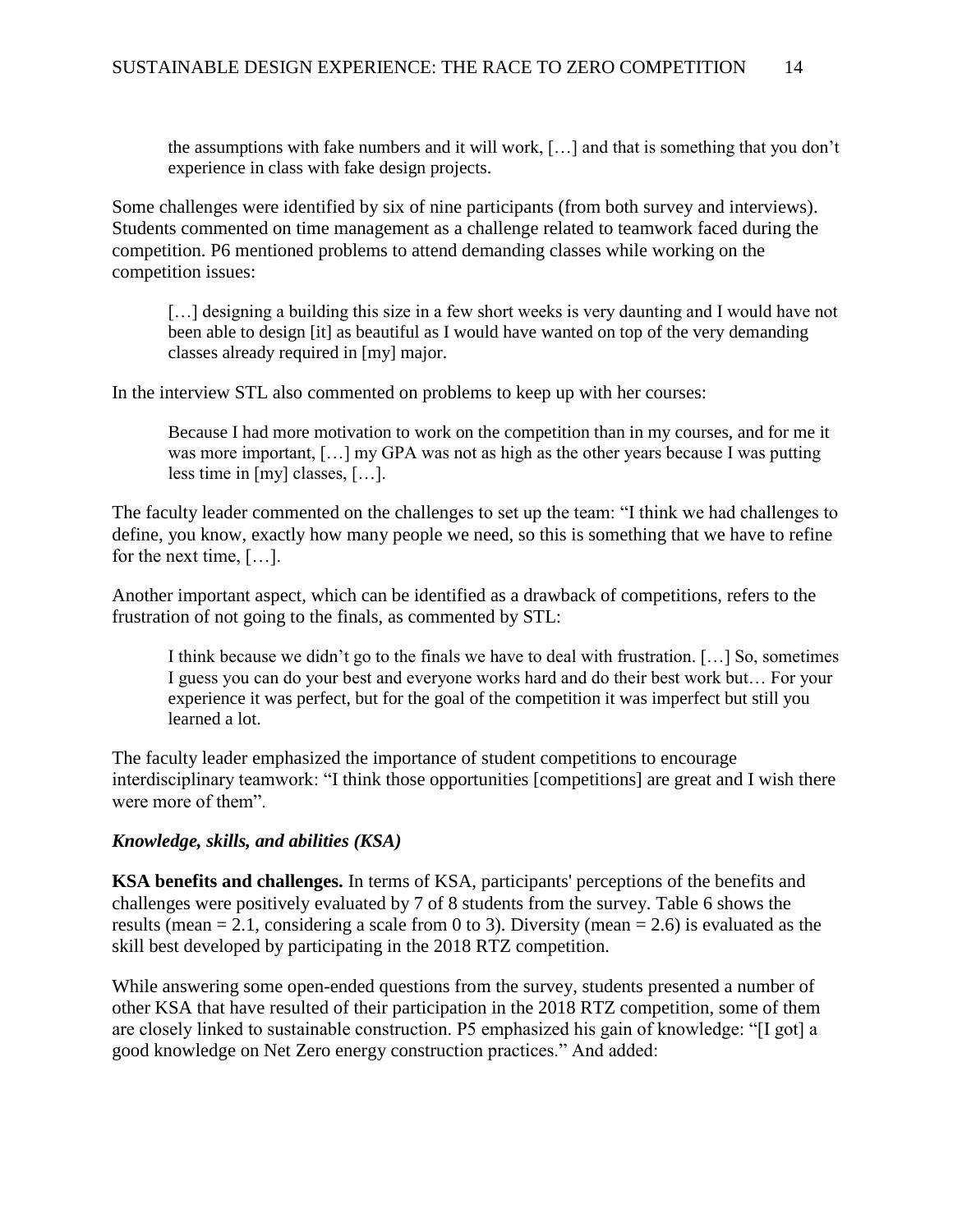> the assumptions with fake numbers and it will work, […] and that is something that you don't experience in class with fake design projects.

Some challenges were identified by six of nine participants (from both survey and interviews). Students commented on time management as a challenge related to teamwork faced during the competition. P6 mentioned problems to attend demanding classes while working on the competition issues:

> […] designing a building this size in a few short weeks is very daunting and I would have not been able to design [it] as beautiful as I would have wanted on top of the very demanding classes already required in [my] major.

In the interview STL also commented on problems to keep up with her courses:

> Because I had more motivation to work on the competition than in my courses, and for me it was more important, […] my GPA was not as high as the other years because I was putting less time in [my] classes, […].

The faculty leader commented on the challenges to set up the team: "I think we had challenges to define, you know, exactly how many people we need, so this is something that we have to refine for the next time, […].

Another important aspect, which can be identified as a drawback of competitions, refers to the frustration of not going to the finals, as commented by STL:

> I think because we didn't go to the finals we have to deal with frustration. […] So, sometimes I guess you can do your best and everyone works hard and do their best work but… For your experience it was perfect, but for the goal of the competition it was imperfect but still you learned a lot.

The faculty leader emphasized the importance of student competitions to encourage interdisciplinary teamwork: "I think those opportunities [competitions] are great and I wish there were more of them".

### *Knowledge, skills, and abilities (KSA)*

**KSA benefits and challenges.** In terms of KSA, participants' perceptions of the benefits and challenges were positively evaluated by 7 of 8 students from the survey. Table 6 shows the results (mean = 2.1, considering a scale from 0 to 3). Diversity (mean = 2.6) is evaluated as the skill best developed by participating in the 2018 RTZ competition.

While answering some open-ended questions from the survey, students presented a number of other KSA that have resulted of their participation in the 2018 RTZ competition, some of them are closely linked to sustainable construction. P5 emphasized his gain of knowledge: "[I got] a good knowledge on Net Zero energy construction practices." And added: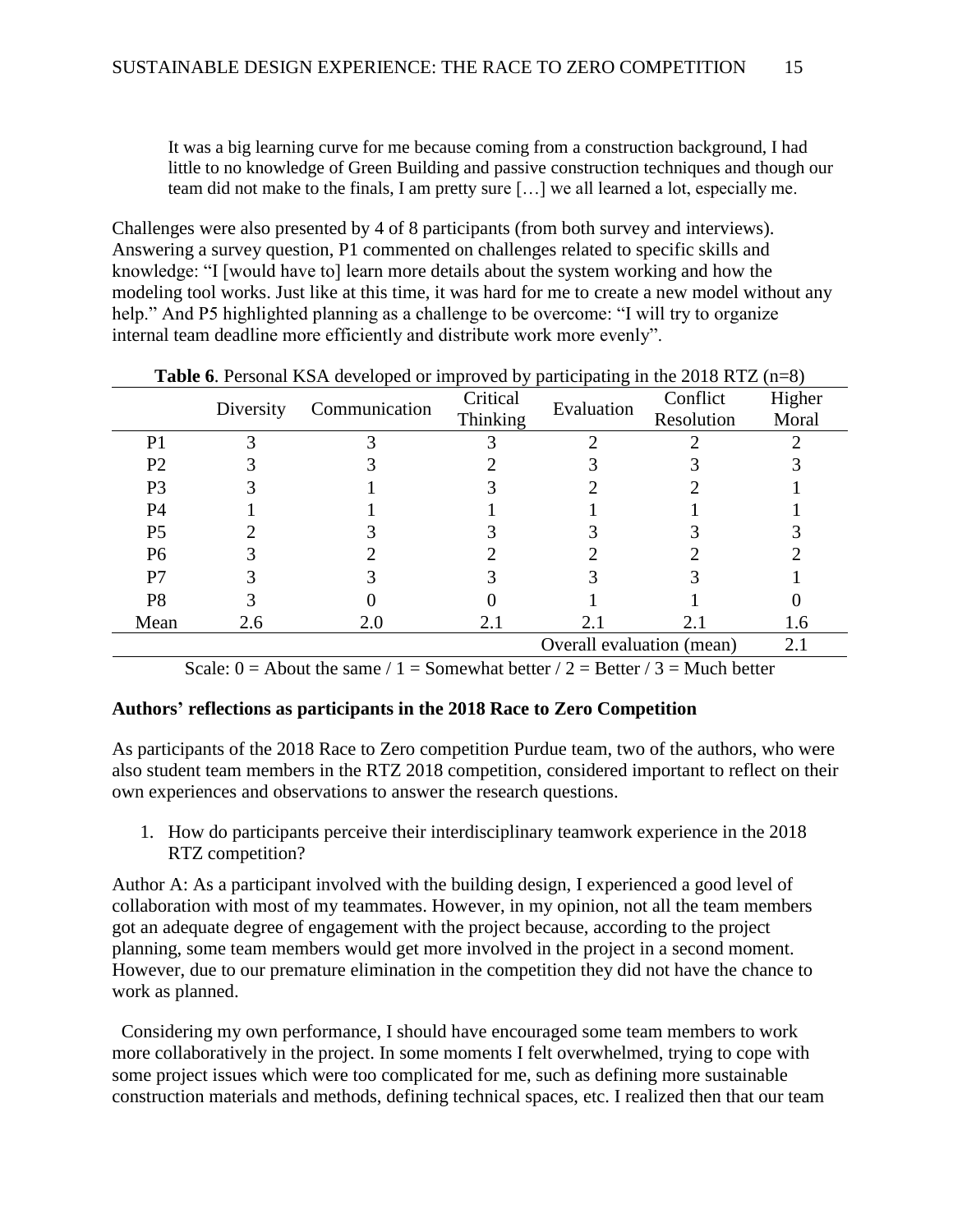> It was a big learning curve for me because coming from a construction background, I had little to no knowledge of Green Building and passive construction techniques and though our team did not make to the finals, I am pretty sure […] we all learned a lot, especially me.

Challenges were also presented by 4 of 8 participants (from both survey and interviews). Answering a survey question, P1 commented on challenges related to specific skills and knowledge: "I [would have to] learn more details about the system working and how the modeling tool works. Just like at this time, it was hard for me to create a new model without any help." And P5 highlighted planning as a challenge to be overcome: "I will try to organize internal team deadline more efficiently and distribute work more evenly".

**Table 6**. Personal KSA developed or improved by participating in the 2018 RTZ (n=8)

| | Diversity | Communication | Critical Thinking | Evaluation | Conflict Resolution | Higher Moral |
|---|---|---|---|---|---|---|
| P1 | 3 | 3 | 3 | 2 | 2 | 2 |
| P2 | 3 | 3 | 2 | 3 | 3 | 3 |
| P3 | 3 | 1 | 3 | 2 | 2 | 1 |
| P4 | 1 | 1 | 1 | 1 | 1 | 1 |
| P5 | 2 | 3 | 3 | 3 | 3 | 3 |
| P6 | 3 | 2 | 2 | 2 | 2 | 2 |
| P7 | 3 | 3 | 3 | 3 | 3 | 1 |
| P8 | 3 | 0 | 0 | 1 | 1 | 0 |
| Mean | 2.6 | 2.0 | 2.1 | 2.1 | 2.1 | 1.6 |
| | | | | Overall evaluation (mean) | | 2.1 |

Scale: 0 = About the same / 1 = Somewhat better / 2 = Better / 3 = Much better

**Authors' reflections as participants in the 2018 Race to Zero Competition**

As participants of the 2018 Race to Zero competition Purdue team, two of the authors, who were also student team members in the RTZ 2018 competition, considered important to reflect on their own experiences and observations to answer the research questions.

1. How do participants perceive their interdisciplinary teamwork experience in the 2018 RTZ competition?

Author A: As a participant involved with the building design, I experienced a good level of collaboration with most of my teammates. However, in my opinion, not all the team members got an adequate degree of engagement with the project because, according to the project planning, some team members would get more involved in the project in a second moment. However, due to our premature elimination in the competition they did not have the chance to work as planned.

Considering my own performance, I should have encouraged some team members to work more collaboratively in the project. In some moments I felt overwhelmed, trying to cope with some project issues which were too complicated for me, such as defining more sustainable construction materials and methods, defining technical spaces, etc. I realized then that our team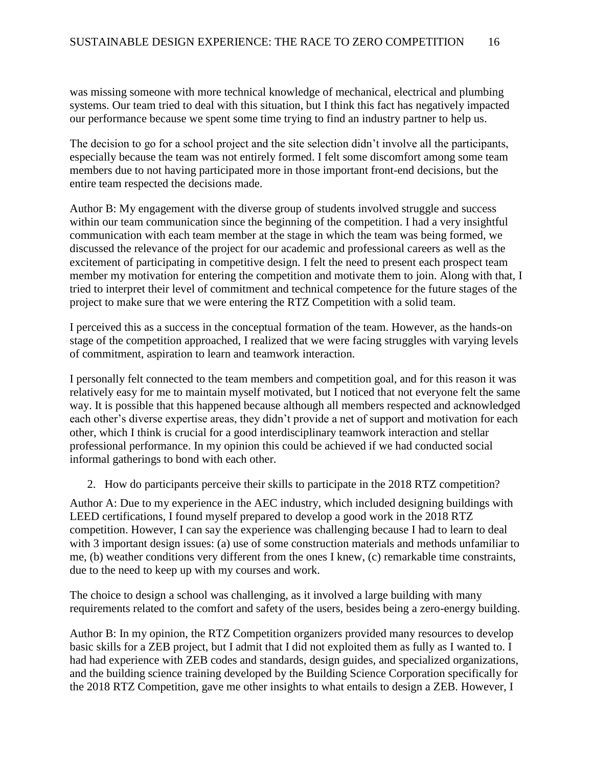was missing someone with more technical knowledge of mechanical, electrical and plumbing systems. Our team tried to deal with this situation, but I think this fact has negatively impacted our performance because we spent some time trying to find an industry partner to help us.

The decision to go for a school project and the site selection didn't involve all the participants, especially because the team was not entirely formed. I felt some discomfort among some team members due to not having participated more in those important front-end decisions, but the entire team respected the decisions made.

Author B: My engagement with the diverse group of students involved struggle and success within our team communication since the beginning of the competition. I had a very insightful communication with each team member at the stage in which the team was being formed, we discussed the relevance of the project for our academic and professional careers as well as the excitement of participating in competitive design. I felt the need to present each prospect team member my motivation for entering the competition and motivate them to join. Along with that, I tried to interpret their level of commitment and technical competence for the future stages of the project to make sure that we were entering the RTZ Competition with a solid team.

I perceived this as a success in the conceptual formation of the team. However, as the hands-on stage of the competition approached, I realized that we were facing struggles with varying levels of commitment, aspiration to learn and teamwork interaction.

I personally felt connected to the team members and competition goal, and for this reason it was relatively easy for me to maintain myself motivated, but I noticed that not everyone felt the same way. It is possible that this happened because although all members respected and acknowledged each other's diverse expertise areas, they didn't provide a net of support and motivation for each other, which I think is crucial for a good interdisciplinary teamwork interaction and stellar professional performance. In my opinion this could be achieved if we had conducted social informal gatherings to bond with each other.

2. How do participants perceive their skills to participate in the 2018 RTZ competition?

Author A: Due to my experience in the AEC industry, which included designing buildings with LEED certifications, I found myself prepared to develop a good work in the 2018 RTZ competition. However, I can say the experience was challenging because I had to learn to deal with 3 important design issues: (a) use of some construction materials and methods unfamiliar to me, (b) weather conditions very different from the ones I knew, (c) remarkable time constraints, due to the need to keep up with my courses and work.

The choice to design a school was challenging, as it involved a large building with many requirements related to the comfort and safety of the users, besides being a zero-energy building.

Author B: In my opinion, the RTZ Competition organizers provided many resources to develop basic skills for a ZEB project, but I admit that I did not exploited them as fully as I wanted to. I had had experience with ZEB codes and standards, design guides, and specialized organizations, and the building science training developed by the Building Science Corporation specifically for the 2018 RTZ Competition, gave me other insights to what entails to design a ZEB. However, I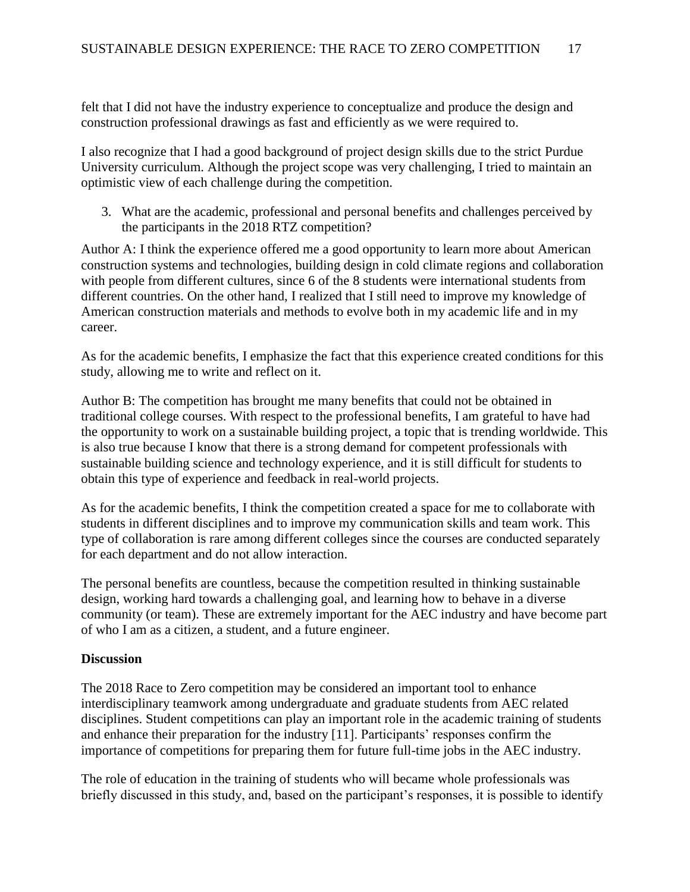felt that I did not have the industry experience to conceptualize and produce the design and construction professional drawings as fast and efficiently as we were required to.

I also recognize that I had a good background of project design skills due to the strict Purdue University curriculum. Although the project scope was very challenging, I tried to maintain an optimistic view of each challenge during the competition.

3. What are the academic, professional and personal benefits and challenges perceived by the participants in the 2018 RTZ competition?

Author A: I think the experience offered me a good opportunity to learn more about American construction systems and technologies, building design in cold climate regions and collaboration with people from different cultures, since 6 of the 8 students were international students from different countries. On the other hand, I realized that I still need to improve my knowledge of American construction materials and methods to evolve both in my academic life and in my career.

As for the academic benefits, I emphasize the fact that this experience created conditions for this study, allowing me to write and reflect on it.

Author B: The competition has brought me many benefits that could not be obtained in traditional college courses. With respect to the professional benefits, I am grateful to have had the opportunity to work on a sustainable building project, a topic that is trending worldwide. This is also true because I know that there is a strong demand for competent professionals with sustainable building science and technology experience, and it is still difficult for students to obtain this type of experience and feedback in real-world projects.

As for the academic benefits, I think the competition created a space for me to collaborate with students in different disciplines and to improve my communication skills and team work. This type of collaboration is rare among different colleges since the courses are conducted separately for each department and do not allow interaction.

The personal benefits are countless, because the competition resulted in thinking sustainable design, working hard towards a challenging goal, and learning how to behave in a diverse community (or team). These are extremely important for the AEC industry and have become part of who I am as a citizen, a student, and a future engineer.

**Discussion**

The 2018 Race to Zero competition may be considered an important tool to enhance interdisciplinary teamwork among undergraduate and graduate students from AEC related disciplines. Student competitions can play an important role in the academic training of students and enhance their preparation for the industry [11]. Participants' responses confirm the importance of competitions for preparing them for future full-time jobs in the AEC industry.

The role of education in the training of students who will became whole professionals was briefly discussed in this study, and, based on the participant's responses, it is possible to identify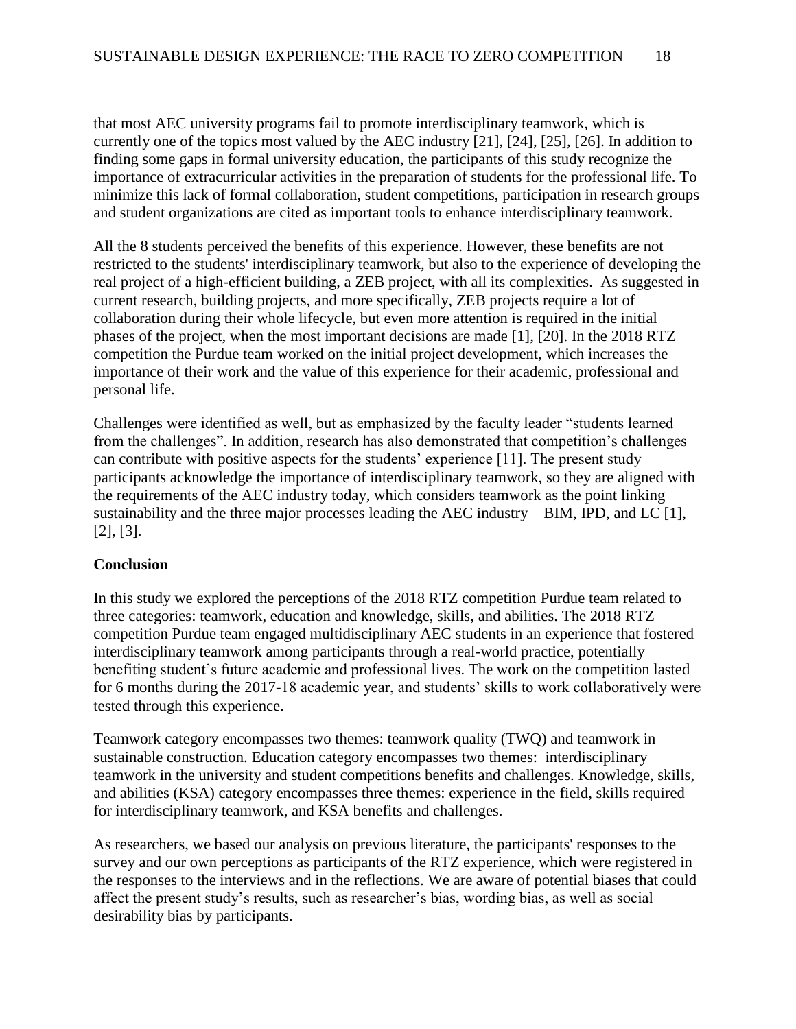that most AEC university programs fail to promote interdisciplinary teamwork, which is currently one of the topics most valued by the AEC industry [21], [24], [25], [26]. In addition to finding some gaps in formal university education, the participants of this study recognize the importance of extracurricular activities in the preparation of students for the professional life. To minimize this lack of formal collaboration, student competitions, participation in research groups and student organizations are cited as important tools to enhance interdisciplinary teamwork.

All the 8 students perceived the benefits of this experience. However, these benefits are not restricted to the students' interdisciplinary teamwork, but also to the experience of developing the real project of a high-efficient building, a ZEB project, with all its complexities. As suggested in current research, building projects, and more specifically, ZEB projects require a lot of collaboration during their whole lifecycle, but even more attention is required in the initial phases of the project, when the most important decisions are made [1], [20]. In the 2018 RTZ competition the Purdue team worked on the initial project development, which increases the importance of their work and the value of this experience for their academic, professional and personal life.

Challenges were identified as well, but as emphasized by the faculty leader "students learned from the challenges". In addition, research has also demonstrated that competition's challenges can contribute with positive aspects for the students' experience [11]. The present study participants acknowledge the importance of interdisciplinary teamwork, so they are aligned with the requirements of the AEC industry today, which considers teamwork as the point linking sustainability and the three major processes leading the AEC industry – BIM, IPD, and LC [1], [2], [3].

## Conclusion

In this study we explored the perceptions of the 2018 RTZ competition Purdue team related to three categories: teamwork, education and knowledge, skills, and abilities. The 2018 RTZ competition Purdue team engaged multidisciplinary AEC students in an experience that fostered interdisciplinary teamwork among participants through a real-world practice, potentially benefiting student's future academic and professional lives. The work on the competition lasted for 6 months during the 2017-18 academic year, and students' skills to work collaboratively were tested through this experience.

Teamwork category encompasses two themes: teamwork quality (TWQ) and teamwork in sustainable construction. Education category encompasses two themes: interdisciplinary teamwork in the university and student competitions benefits and challenges. Knowledge, skills, and abilities (KSA) category encompasses three themes: experience in the field, skills required for interdisciplinary teamwork, and KSA benefits and challenges.

As researchers, we based our analysis on previous literature, the participants' responses to the survey and our own perceptions as participants of the RTZ experience, which were registered in the responses to the interviews and in the reflections. We are aware of potential biases that could affect the present study's results, such as researcher's bias, wording bias, as well as social desirability bias by participants.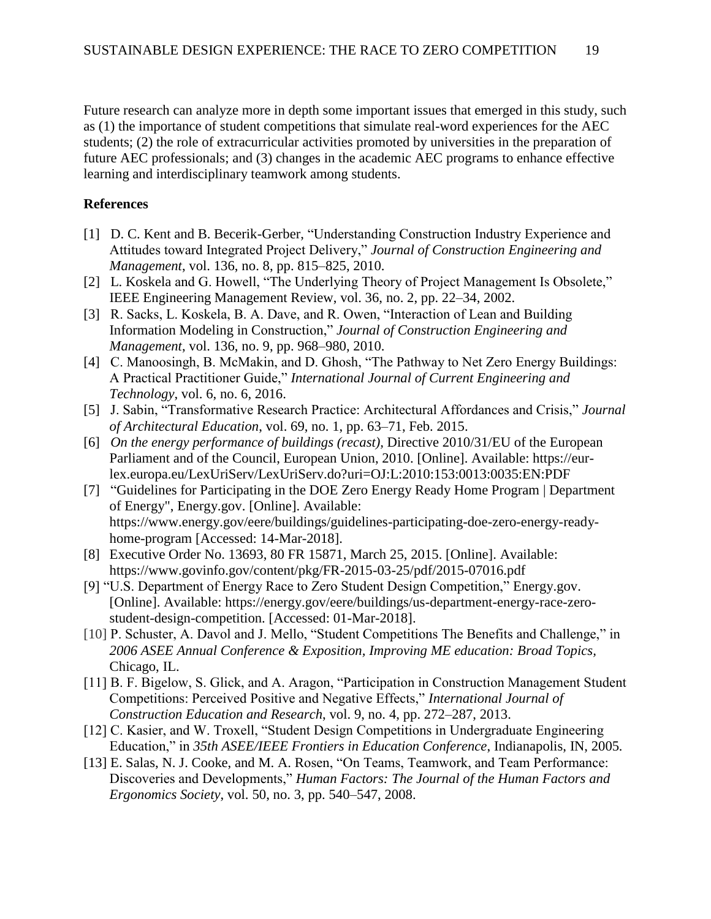Future research can analyze more in depth some important issues that emerged in this study, such as (1) the importance of student competitions that simulate real-word experiences for the AEC students; (2) the role of extracurricular activities promoted by universities in the preparation of future AEC professionals; and (3) changes in the academic AEC programs to enhance effective learning and interdisciplinary teamwork among students.

## References

[1] D. C. Kent and B. Becerik-Gerber, "Understanding Construction Industry Experience and Attitudes toward Integrated Project Delivery," *Journal of Construction Engineering and Management*, vol. 136, no. 8, pp. 815–825, 2010.

[2] L. Koskela and G. Howell, "The Underlying Theory of Project Management Is Obsolete," IEEE Engineering Management Review, vol. 36, no. 2, pp. 22–34, 2002.

[3] R. Sacks, L. Koskela, B. A. Dave, and R. Owen, "Interaction of Lean and Building Information Modeling in Construction," *Journal of Construction Engineering and Management*, vol. 136, no. 9, pp. 968–980, 2010.

[4] C. Manoosingh, B. McMakin, and D. Ghosh, "The Pathway to Net Zero Energy Buildings: A Practical Practitioner Guide," *International Journal of Current Engineering and Technology*, vol. 6, no. 6, 2016.

[5] J. Sabin, "Transformative Research Practice: Architectural Affordances and Crisis," *Journal of Architectural Education*, vol. 69, no. 1, pp. 63–71, Feb. 2015.

[6] *On the energy performance of buildings (recast),* Directive 2010/31/EU of the European Parliament and of the Council, European Union, 2010. [Online]. Available: https://eur-lex.europa.eu/LexUriServ/LexUriServ.do?uri=OJ:L:2010:153:0013:0035:EN:PDF

[7] "Guidelines for Participating in the DOE Zero Energy Ready Home Program | Department of Energy", Energy.gov. [Online]. Available: https://www.energy.gov/eere/buildings/guidelines-participating-doe-zero-energy-ready-home-program [Accessed: 14-Mar-2018].

[8] Executive Order No. 13693, 80 FR 15871, March 25, 2015. [Online]. Available: https://www.govinfo.gov/content/pkg/FR-2015-03-25/pdf/2015-07016.pdf

[9] "U.S. Department of Energy Race to Zero Student Design Competition," Energy.gov. [Online]. Available: https://energy.gov/eere/buildings/us-department-energy-race-zero-student-design-competition. [Accessed: 01-Mar-2018].

[10] P. Schuster, A. Davol and J. Mello, "Student Competitions The Benefits and Challenge," in *2006 ASEE Annual Conference & Exposition, Improving ME education: Broad Topics,* Chicago, IL.

[11] B. F. Bigelow, S. Glick, and A. Aragon, "Participation in Construction Management Student Competitions: Perceived Positive and Negative Effects," *International Journal of Construction Education and Research*, vol. 9, no. 4, pp. 272–287, 2013.

[12] C. Kasier, and W. Troxell, "Student Design Competitions in Undergraduate Engineering Education," in *35th ASEE/IEEE Frontiers in Education Conference*, Indianapolis, IN, 2005.

[13] E. Salas, N. J. Cooke, and M. A. Rosen, "On Teams, Teamwork, and Team Performance: Discoveries and Developments," *Human Factors: The Journal of the Human Factors and Ergonomics Society*, vol. 50, no. 3, pp. 540–547, 2008.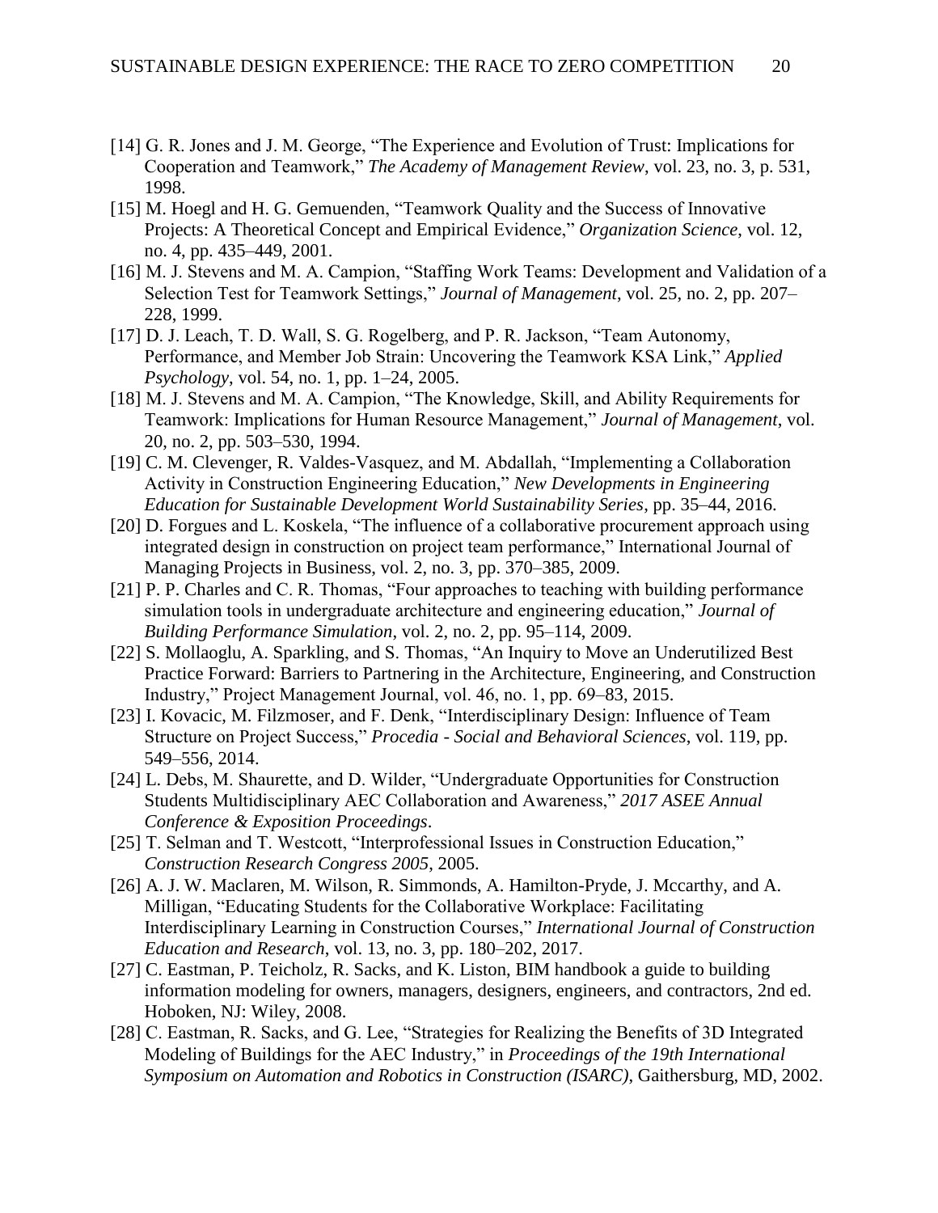[14] G. R. Jones and J. M. George, "The Experience and Evolution of Trust: Implications for Cooperation and Teamwork," *The Academy of Management Review*, vol. 23, no. 3, p. 531, 1998.

[15] M. Hoegl and H. G. Gemuenden, "Teamwork Quality and the Success of Innovative Projects: A Theoretical Concept and Empirical Evidence," *Organization Science*, vol. 12, no. 4, pp. 435–449, 2001.

[16] M. J. Stevens and M. A. Campion, "Staffing Work Teams: Development and Validation of a Selection Test for Teamwork Settings," *Journal of Management*, vol. 25, no. 2, pp. 207–228, 1999.

[17] D. J. Leach, T. D. Wall, S. G. Rogelberg, and P. R. Jackson, "Team Autonomy, Performance, and Member Job Strain: Uncovering the Teamwork KSA Link," *Applied Psychology*, vol. 54, no. 1, pp. 1–24, 2005.

[18] M. J. Stevens and M. A. Campion, "The Knowledge, Skill, and Ability Requirements for Teamwork: Implications for Human Resource Management," *Journal of Management*, vol. 20, no. 2, pp. 503–530, 1994.

[19] C. M. Clevenger, R. Valdes-Vasquez, and M. Abdallah, "Implementing a Collaboration Activity in Construction Engineering Education," *New Developments in Engineering Education for Sustainable Development World Sustainability Series*, pp. 35–44, 2016.

[20] D. Forgues and L. Koskela, "The influence of a collaborative procurement approach using integrated design in construction on project team performance," International Journal of Managing Projects in Business, vol. 2, no. 3, pp. 370–385, 2009.

[21] P. P. Charles and C. R. Thomas, "Four approaches to teaching with building performance simulation tools in undergraduate architecture and engineering education," *Journal of Building Performance Simulation*, vol. 2, no. 2, pp. 95–114, 2009.

[22] S. Mollaoglu, A. Sparkling, and S. Thomas, "An Inquiry to Move an Underutilized Best Practice Forward: Barriers to Partnering in the Architecture, Engineering, and Construction Industry," Project Management Journal, vol. 46, no. 1, pp. 69–83, 2015.

[23] I. Kovacic, M. Filzmoser, and F. Denk, "Interdisciplinary Design: Influence of Team Structure on Project Success," *Procedia - Social and Behavioral Sciences*, vol. 119, pp. 549–556, 2014.

[24] L. Debs, M. Shaurette, and D. Wilder, "Undergraduate Opportunities for Construction Students Multidisciplinary AEC Collaboration and Awareness," *2017 ASEE Annual Conference & Exposition Proceedings*.

[25] T. Selman and T. Westcott, "Interprofessional Issues in Construction Education," *Construction Research Congress 2005*, 2005.

[26] A. J. W. Maclaren, M. Wilson, R. Simmonds, A. Hamilton-Pryde, J. Mccarthy, and A. Milligan, "Educating Students for the Collaborative Workplace: Facilitating Interdisciplinary Learning in Construction Courses," *International Journal of Construction Education and Research*, vol. 13, no. 3, pp. 180–202, 2017.

[27] C. Eastman, P. Teicholz, R. Sacks, and K. Liston, BIM handbook a guide to building information modeling for owners, managers, designers, engineers, and contractors, 2nd ed. Hoboken, NJ: Wiley, 2008.

[28] C. Eastman, R. Sacks, and G. Lee, "Strategies for Realizing the Benefits of 3D Integrated Modeling of Buildings for the AEC Industry," in *Proceedings of the 19th International Symposium on Automation and Robotics in Construction (ISARC)*, Gaithersburg, MD, 2002.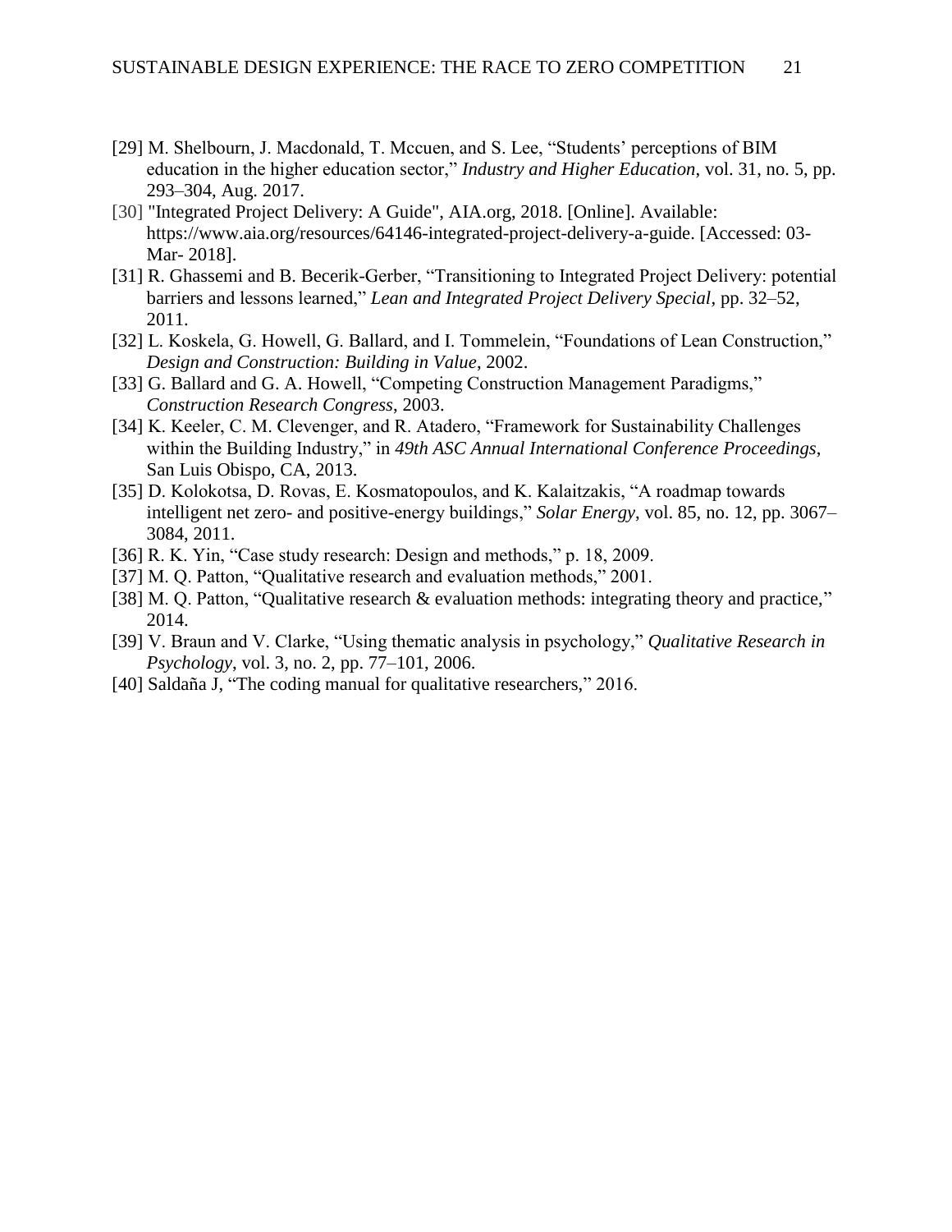[29] M. Shelbourn, J. Macdonald, T. Mccuen, and S. Lee, "Students' perceptions of BIM education in the higher education sector," *Industry and Higher Education*, vol. 31, no. 5, pp. 293–304, Aug. 2017.

[30] "Integrated Project Delivery: A Guide", AIA.org, 2018. [Online]. Available: https://www.aia.org/resources/64146-integrated-project-delivery-a-guide. [Accessed: 03-Mar- 2018].

[31] R. Ghassemi and B. Becerik-Gerber, "Transitioning to Integrated Project Delivery: potential barriers and lessons learned," *Lean and Integrated Project Delivery Special*, pp. 32–52, 2011.

[32] L. Koskela, G. Howell, G. Ballard, and I. Tommelein, "Foundations of Lean Construction," *Design and Construction: Building in Value*, 2002.

[33] G. Ballard and G. A. Howell, "Competing Construction Management Paradigms," *Construction Research Congress*, 2003.

[34] K. Keeler, C. M. Clevenger, and R. Atadero, "Framework for Sustainability Challenges within the Building Industry," in *49th ASC Annual International Conference Proceedings*, San Luis Obispo, CA, 2013.

[35] D. Kolokotsa, D. Rovas, E. Kosmatopoulos, and K. Kalaitzakis, "A roadmap towards intelligent net zero- and positive-energy buildings," *Solar Energy*, vol. 85, no. 12, pp. 3067–3084, 2011.

[36] R. K. Yin, "Case study research: Design and methods," p. 18, 2009.

[37] M. Q. Patton, "Qualitative research and evaluation methods," 2001.

[38] M. Q. Patton, "Qualitative research & evaluation methods: integrating theory and practice," 2014.

[39] V. Braun and V. Clarke, "Using thematic analysis in psychology," *Qualitative Research in Psychology*, vol. 3, no. 2, pp. 77–101, 2006.

[40] Saldaña J, "The coding manual for qualitative researchers," 2016.